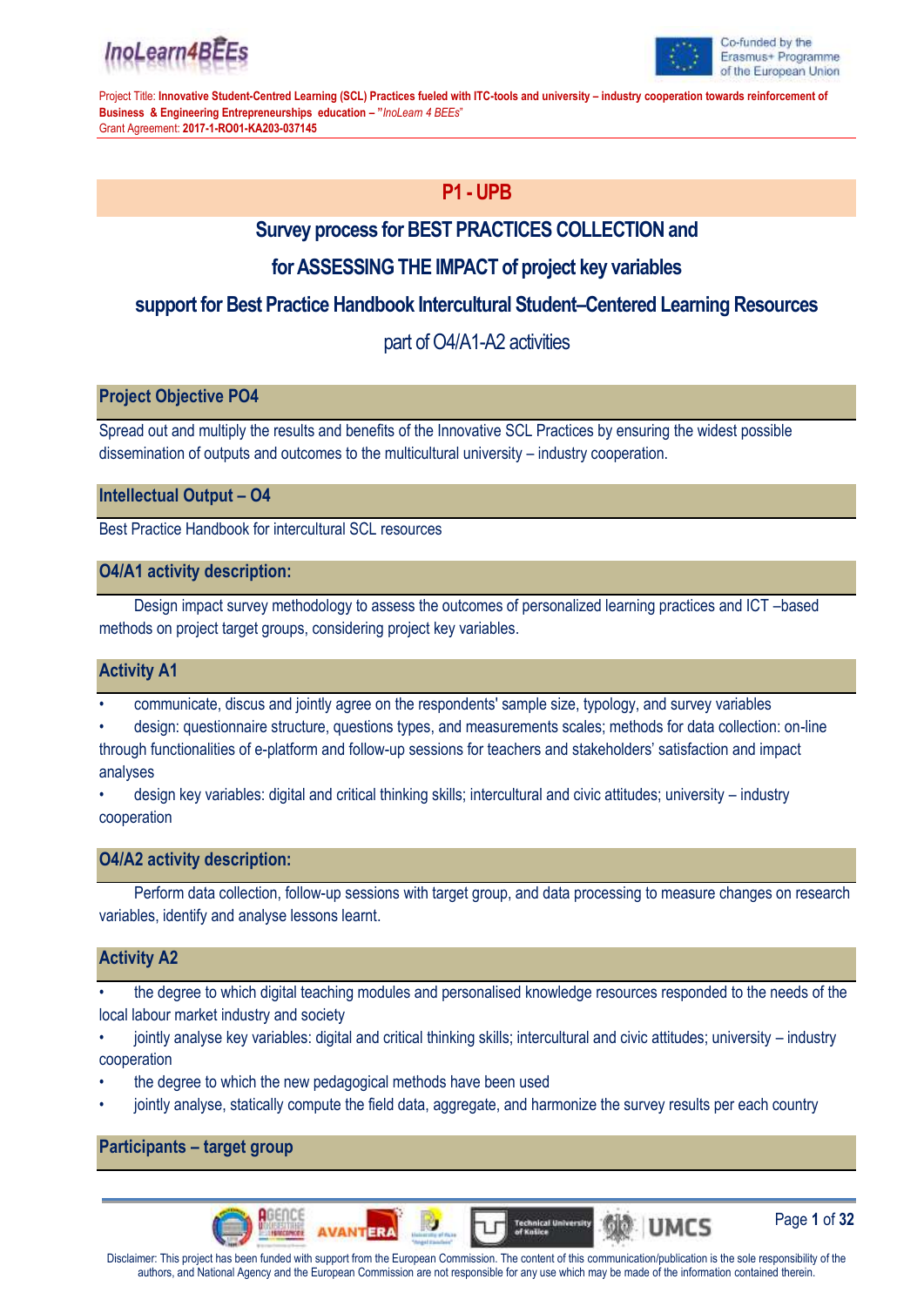# P1 - UPB

## Survey process for BEST PRACTICES COLLECTION and for ASSESSING THE IMPACT of project key variables support for Best Practice Handbook Intercultural Student–Centered Learning Resources

part of O4/A1-A2 activities

### Project Objective PO4

Spread out and multiply the results and benefits of the Innovative SCL Practices by ensuring the widest possible dissemination of outputs and outcomes to the multicultural university – industry cooperation.

### Intellectual Output – O4

Best Practice Handbook for intercultural SCL resources

### O4/A1 activity description:

Design impact survey methodology to assess the outcomes of personalized learning practices and ICT –based methods on project target groups, considering project key variables.

### Activity A1

- communicate, discus and jointly agree on the respondents' sample size, typology, and survey variables
- design: questionnaire structure, questions types, and measurements scales; methods for data collection: on-line through functionalities of e-platform and follow-up sessions for teachers and stakeholders' satisfaction and impact analyses
- design key variables: digital and critical thinking skills; intercultural and civic attitudes; university – industry cooperation

### O4/A2 activity description:

Perform data collection, follow-up sessions with target group, and data processing to measure changes on research variables, identify and analyse lessons learnt.

### Activity A2

- the degree to which digital teaching modules and personalised knowledge resources responded to the needs of the local labour market industry and society
- jointly analyse key variables: digital and critical thinking skills; intercultural and civic attitudes; university – industry cooperation
- the degree to which the new pedagogical methods have been used
- jointly analyse, statically compute the field data, aggregate, and harmonize the survey results per each country

### Participants – target group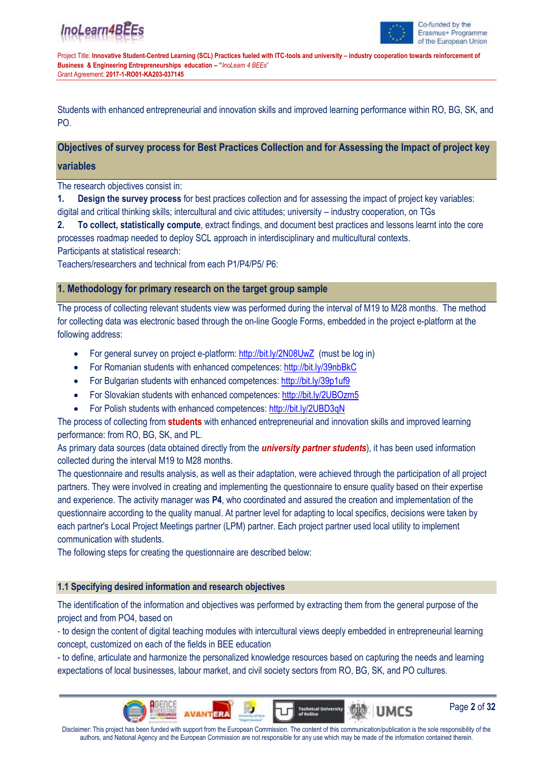Students with enhanced entrepreneurial and innovation skills and improved learning performance within RO, BG, SK, and PO.

## Objectives of survey process for Best Practices Collection and for Assessing the Impact of project key variables

The research objectives consist in:

1. **Design the survey process** for best practices collection and for assessing the impact of project key variables: digital and critical thinking skills; intercultural and civic attitudes; university – industry cooperation, on TGs
2. **To collect, statistically compute**, extract findings, and document best practices and lessons learnt into the core processes roadmap needed to deploy SCL approach in interdisciplinary and multicultural contexts.

Participants at statistical research:

Teachers/researchers and technical from each P1/P4/P5/ P6:

## 1. Methodology for primary research on the target group sample

The process of collecting relevant students view was performed during the interval of M19 to M28 months. The method for collecting data was electronic based through the on-line Google Forms, embedded in the project e-platform at the following address:

- For general survey on project e-platform: http://bit.ly/2N08UwZ (must be log in)
- For Romanian students with enhanced competences: http://bit.ly/39nbBkC
- For Bulgarian students with enhanced competences: http://bit.ly/39p1uf9
- For Slovakian students with enhanced competences: http://bit.ly/2UBOzm5
- For Polish students with enhanced competences: http://bit.ly/2UBD3qN

The process of collecting from **students** with enhanced entrepreneurial and innovation skills and improved learning performance: from RO, BG, SK, and PL.

As primary data sources (data obtained directly from the ***university partner students***), it has been used information collected during the interval M19 to M28 months.

The questionnaire and results analysis, as well as their adaptation, were achieved through the participation of all project partners. They were involved in creating and implementing the questionnaire to ensure quality based on their expertise and experience. The activity manager was **P4**, who coordinated and assured the creation and implementation of the questionnaire according to the quality manual. At partner level for adapting to local specifics, decisions were taken by each partner's Local Project Meetings partner (LPM) partner. Each project partner used local utility to implement communication with students.

The following steps for creating the questionnaire are described below:

### 1.1 Specifying desired information and research objectives

The identification of the information and objectives was performed by extracting them from the general purpose of the project and from PO4, based on

- to design the content of digital teaching modules with intercultural views deeply embedded in entrepreneurial learning concept, customized on each of the fields in BEE education

- to define, articulate and harmonize the personalized knowledge resources based on capturing the needs and learning expectations of local businesses, labour market, and civil society sectors from RO, BG, SK, and PO cultures.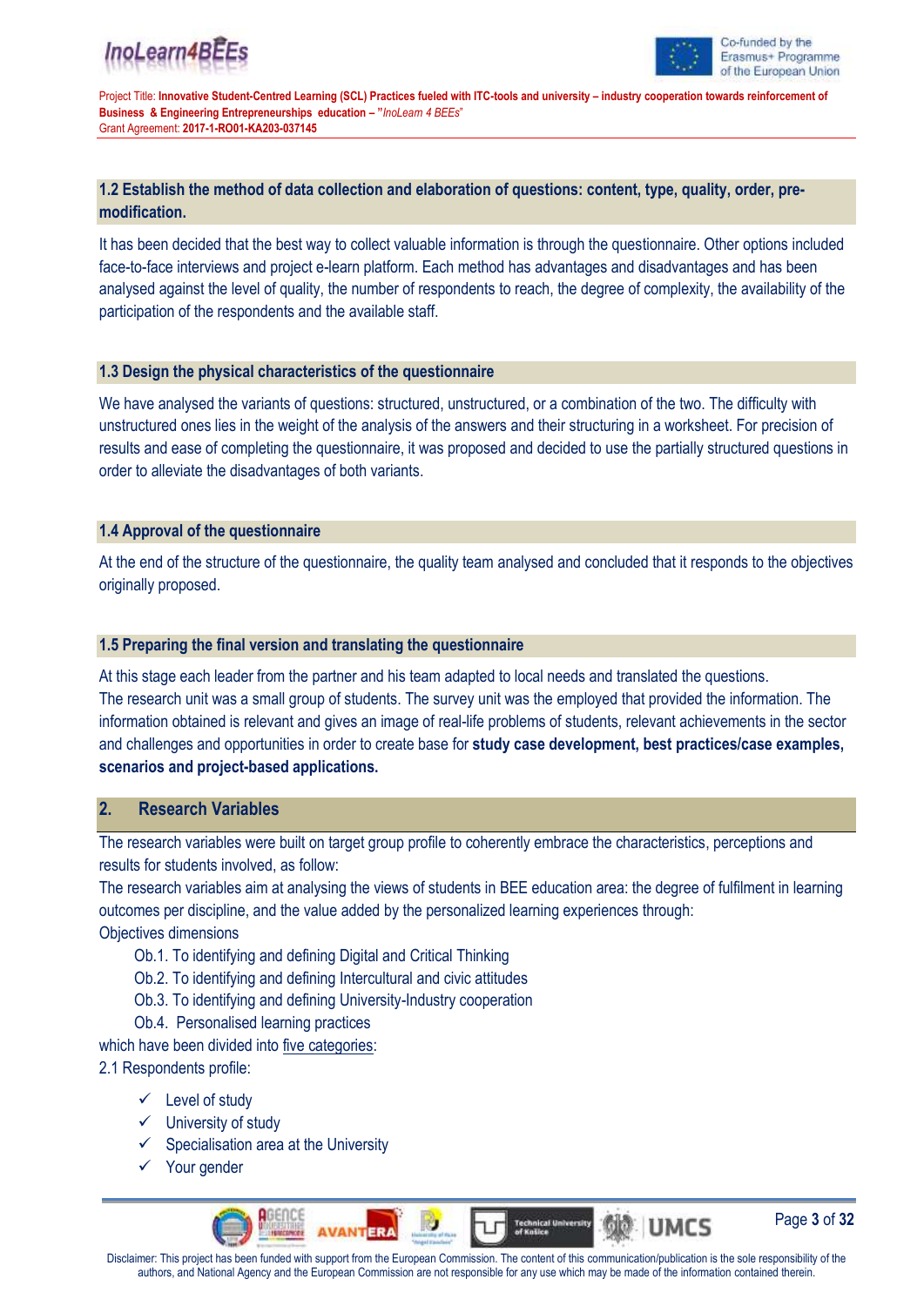### 1.2 Establish the method of data collection and elaboration of questions: content, type, quality, order, pre-modification.

It has been decided that the best way to collect valuable information is through the questionnaire. Other options included face-to-face interviews and project e-learn platform. Each method has advantages and disadvantages and has been analysed against the level of quality, the number of respondents to reach, the degree of complexity, the availability of the participation of the respondents and the available staff.

### 1.3 Design the physical characteristics of the questionnaire

We have analysed the variants of questions: structured, unstructured, or a combination of the two. The difficulty with unstructured ones lies in the weight of the analysis of the answers and their structuring in a worksheet. For precision of results and ease of completing the questionnaire, it was proposed and decided to use the partially structured questions in order to alleviate the disadvantages of both variants.

### 1.4 Approval of the questionnaire

At the end of the structure of the questionnaire, the quality team analysed and concluded that it responds to the objectives originally proposed.

### 1.5 Preparing the final version and translating the questionnaire

At this stage each leader from the partner and his team adapted to local needs and translated the questions.
The research unit was a small group of students. The survey unit was the employed that provided the information. The information obtained is relevant and gives an image of real-life problems of students, relevant achievements in the sector and challenges and opportunities in order to create base for **study case development, best practices/case examples, scenarios and project-based applications.**

## 2. Research Variables

The research variables were built on target group profile to coherently embrace the characteristics, perceptions and results for students involved, as follow:
The research variables aim at analysing the views of students in BEE education area: the degree of fulfilment in learning outcomes per discipline, and the value added by the personalized learning experiences through:
Objectives dimensions

- Ob.1. To identifying and defining Digital and Critical Thinking
- Ob.2. To identifying and defining Intercultural and civic attitudes
- Ob.3. To identifying and defining University-Industry cooperation
- Ob.4. Personalised learning practices

which have been divided into five categories:
2.1 Respondents profile:

- ✓ Level of study
- ✓ University of study
- ✓ Specialisation area at the University
- ✓ Your gender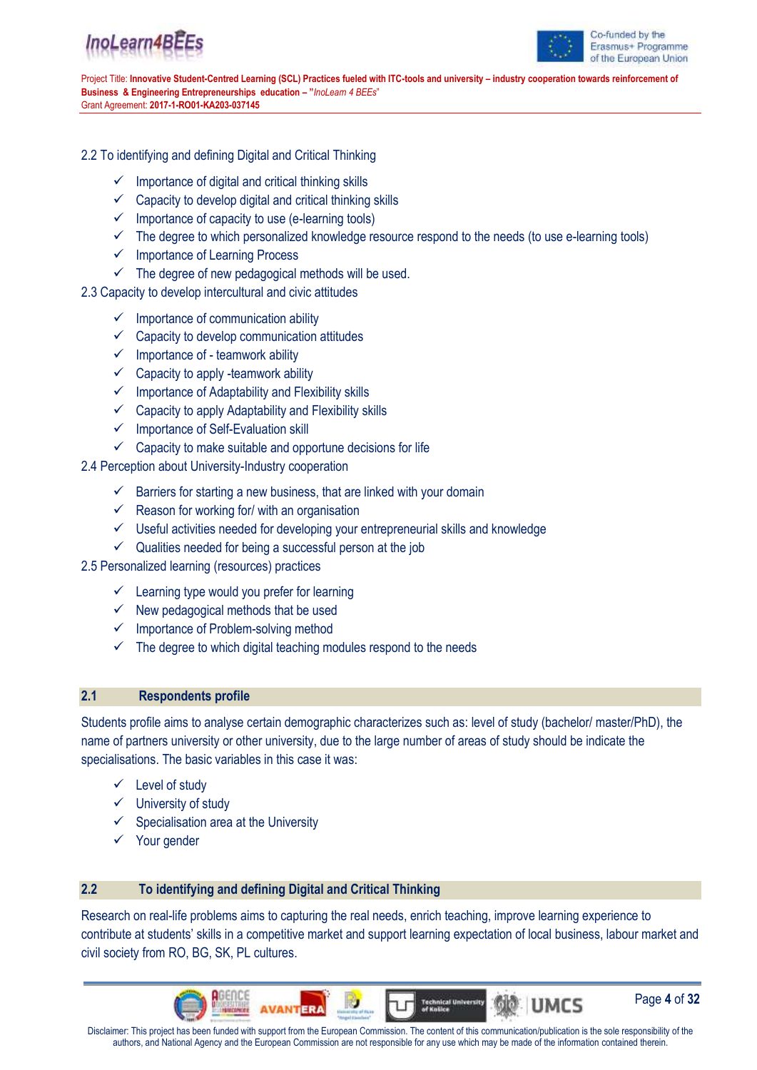2.2 To identifying and defining Digital and Critical Thinking

- ✓ Importance of digital and critical thinking skills
- ✓ Capacity to develop digital and critical thinking skills
- ✓ Importance of capacity to use (e-learning tools)
- ✓ The degree to which personalized knowledge resource respond to the needs (to use e-learning tools)
- ✓ Importance of Learning Process
- ✓ The degree of new pedagogical methods will be used.

2.3 Capacity to develop intercultural and civic attitudes

- ✓ Importance of communication ability
- ✓ Capacity to develop communication attitudes
- ✓ Importance of - teamwork ability
- ✓ Capacity to apply -teamwork ability
- ✓ Importance of Adaptability and Flexibility skills
- ✓ Capacity to apply Adaptability and Flexibility skills
- ✓ Importance of Self-Evaluation skill
- ✓ Capacity to make suitable and opportune decisions for life

2.4 Perception about University-Industry cooperation

- ✓ Barriers for starting a new business, that are linked with your domain
- ✓ Reason for working for/ with an organisation
- ✓ Useful activities needed for developing your entrepreneurial skills and knowledge
- ✓ Qualities needed for being a successful person at the job

2.5 Personalized learning (resources) practices

- ✓ Learning type would you prefer for learning
- ✓ New pedagogical methods that be used
- ✓ Importance of Problem-solving method
- ✓ The degree to which digital teaching modules respond to the needs

## 2.1 Respondents profile

Students profile aims to analyse certain demographic characterizes such as: level of study (bachelor/ master/PhD), the name of partners university or other university, due to the large number of areas of study should be indicate the specialisations. The basic variables in this case it was:

- ✓ Level of study
- ✓ University of study
- ✓ Specialisation area at the University
- ✓ Your gender

## 2.2 To identifying and defining Digital and Critical Thinking

Research on real-life problems aims to capturing the real needs, enrich teaching, improve learning experience to contribute at students' skills in a competitive market and support learning expectation of local business, labour market and civil society from RO, BG, SK, PL cultures.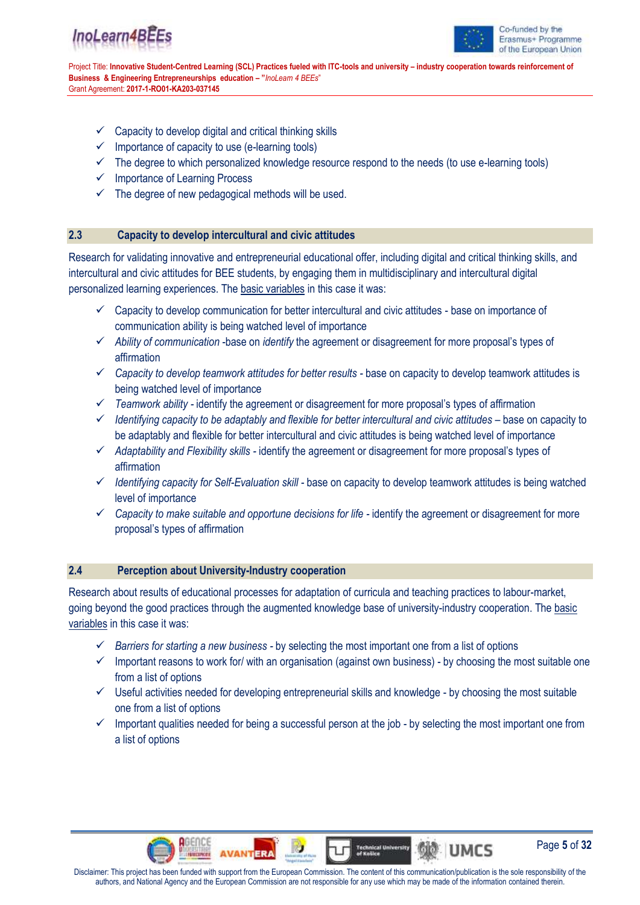- ✓ Capacity to develop digital and critical thinking skills
- ✓ Importance of capacity to use (e-learning tools)
- ✓ The degree to which personalized knowledge resource respond to the needs (to use e-learning tools)
- ✓ Importance of Learning Process
- ✓ The degree of new pedagogical methods will be used.

## 2.3 Capacity to develop intercultural and civic attitudes

Research for validating innovative and entrepreneurial educational offer, including digital and critical thinking skills, and intercultural and civic attitudes for BEE students, by engaging them in multidisciplinary and intercultural digital personalized learning experiences. The basic variables in this case it was:

- ✓ Capacity to develop communication for better intercultural and civic attitudes - base on importance of communication ability is being watched level of importance
- ✓ *Ability of communication* -base on *identify* the agreement or disagreement for more proposal's types of affirmation
- ✓ *Capacity to develop teamwork attitudes for better results* - base on capacity to develop teamwork attitudes is being watched level of importance
- ✓ *Teamwork ability* - identify the agreement or disagreement for more proposal's types of affirmation
- ✓ *Identifying capacity to be adaptably and flexible for better intercultural and civic attitudes* – base on capacity to be adaptably and flexible for better intercultural and civic attitudes is being watched level of importance
- ✓ *Adaptability and Flexibility skills* - identify the agreement or disagreement for more proposal's types of affirmation
- ✓ *Identifying capacity for Self-Evaluation skill* - base on capacity to develop teamwork attitudes is being watched level of importance
- ✓ *Capacity to make suitable and opportune decisions for life* - identify the agreement or disagreement for more proposal's types of affirmation

## 2.4 Perception about University-Industry cooperation

Research about results of educational processes for adaptation of curricula and teaching practices to labour-market, going beyond the good practices through the augmented knowledge base of university-industry cooperation. The basic variables in this case it was:

- ✓ *Barriers for starting a new business* - by selecting the most important one from a list of options
- ✓ Important reasons to work for/ with an organisation (against own business) - by choosing the most suitable one from a list of options
- ✓ Useful activities needed for developing entrepreneurial skills and knowledge - by choosing the most suitable one from a list of options
- ✓ Important qualities needed for being a successful person at the job - by selecting the most important one from a list of options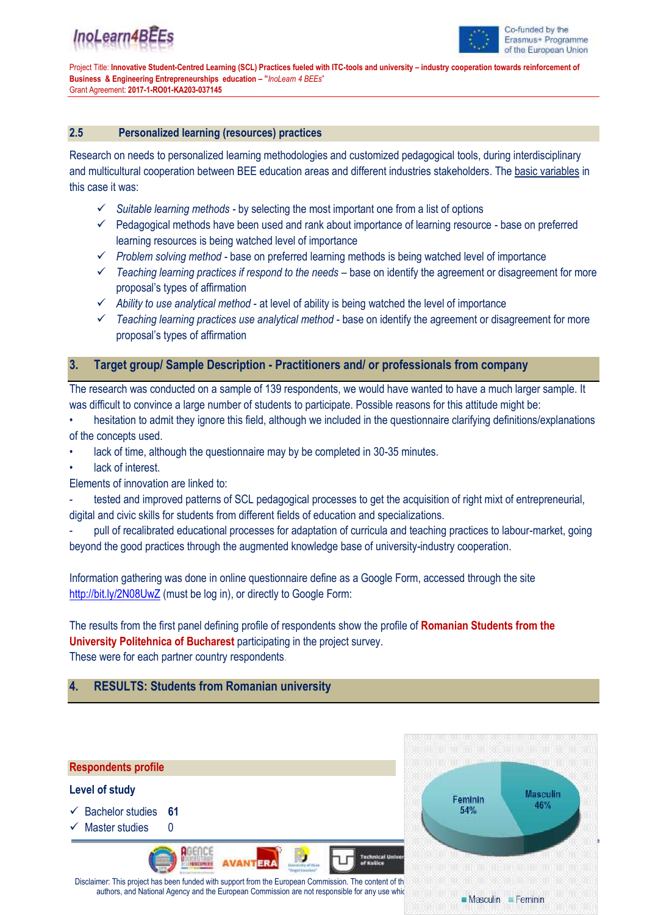## 2.5 Personalized learning (resources) practices

Research on needs to personalized learning methodologies and customized pedagogical tools, during interdisciplinary and multicultural cooperation between BEE education areas and different industries stakeholders. The basic variables in this case it was:

- ✓ *Suitable learning methods* - by selecting the most important one from a list of options
- ✓ Pedagogical methods have been used and rank about importance of learning resource - base on preferred learning resources is being watched level of importance
- ✓ *Problem solving method* - base on preferred learning methods is being watched level of importance
- ✓ *Teaching learning practices if respond to the needs* – base on identify the agreement or disagreement for more proposal's types of affirmation
- ✓ *Ability to use analytical method* - at level of ability is being watched the level of importance
- ✓ *Teaching learning practices use analytical method* - base on identify the agreement or disagreement for more proposal's types of affirmation

## 3. Target group/ Sample Description - Practitioners and/ or professionals from company

The research was conducted on a sample of 139 respondents, we would have wanted to have a much larger sample. It was difficult to convince a large number of students to participate. Possible reasons for this attitude might be:

- hesitation to admit they ignore this field, although we included in the questionnaire clarifying definitions/explanations of the concepts used.
- lack of time, although the questionnaire may by be completed in 30-35 minutes.
- lack of interest.

Elements of innovation are linked to:

- tested and improved patterns of SCL pedagogical processes to get the acquisition of right mix of entrepreneurial, digital and civic skills for students from different fields of education and specializations.
- pull of recalibrated educational processes for adaptation of curricula and teaching practices to labour-market, going beyond the good practices through the augmented knowledge base of university-industry cooperation.

Information gathering was done in online questionnaire define as a Google Form, accessed through the site http://bit.ly/2N08UwZ (must be log in), or directly to Google Form:

The results from the first panel defining profile of respondents show the profile of **Romanian Students from the University Politehnica of Bucharest** participating in the project survey.
These were for each partner country respondents.

## 4. RESULTS: Students from Romanian university

### Respondents profile

**Level of study**

- ✓ Bachelor studies **61**
- ✓ Master studies 0

Feminin 54%
Masculin 46%

Masculin Feminin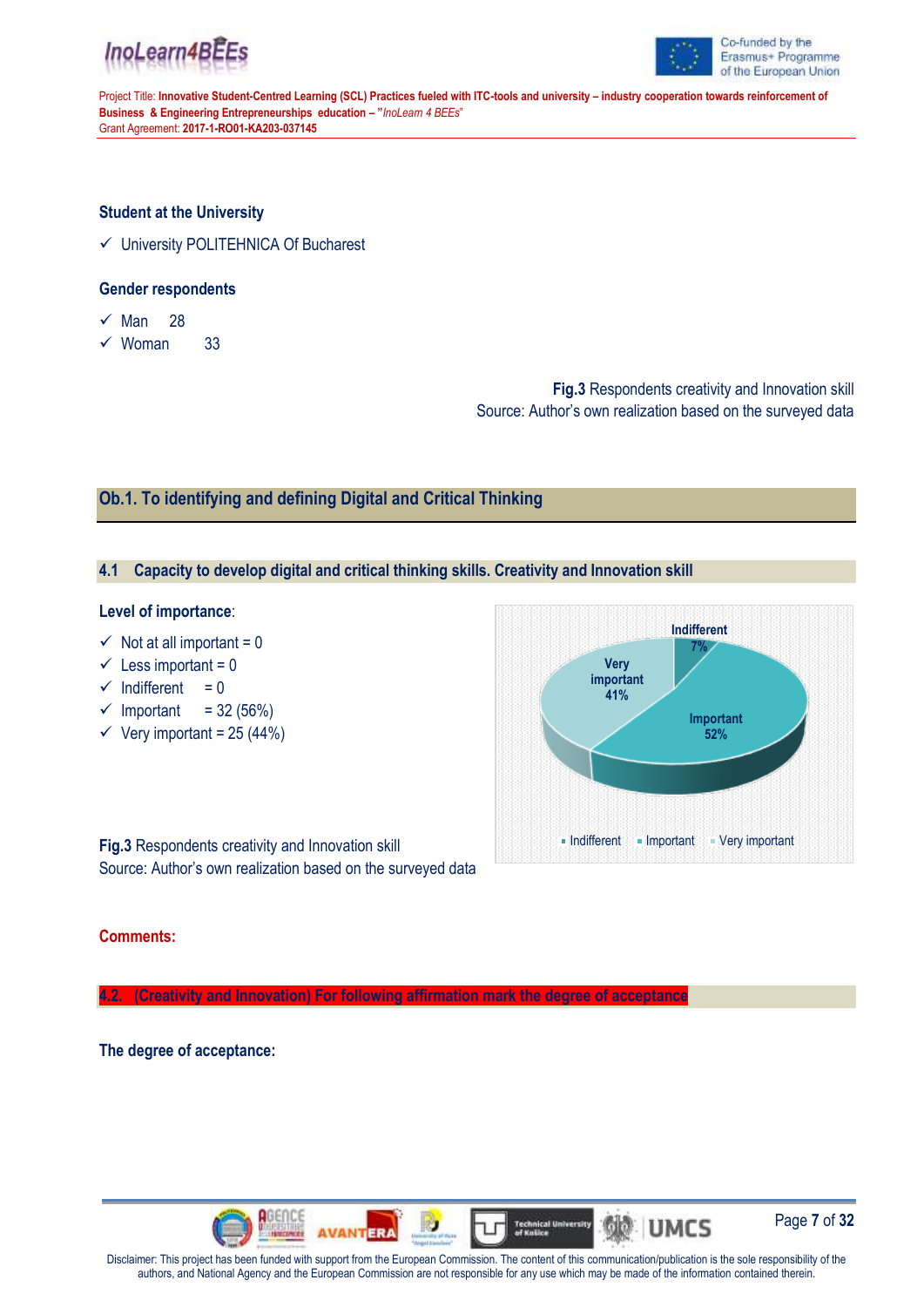**Student at the University**

- ✓ University POLITEHNICA Of Bucharest

**Gender respondents**

- ✓ Man 28
- ✓ Woman 33

**Fig.3** Respondents creativity and Innovation skill
Source: Author's own realization based on the surveyed data

## Ob.1. To identifying and defining Digital and Critical Thinking

### 4.1 Capacity to develop digital and critical thinking skills. Creativity and Innovation skill

**Level of importance**:

- ✓ Not at all important = 0
- ✓ Less important = 0
- ✓ Indifferent = 0
- ✓ Important = 32 (56%)
- ✓ Very important = 25 (44%)

Indifferent 7%
Very important 41%
Important 52%

Indifferent  Important  Very important

**Fig.3** Respondents creativity and Innovation skill
Source: Author's own realization based on the surveyed data

**Comments:**

### 4.2. (Creativity and Innovation) For following affirmation mark the degree of acceptance

**The degree of acceptance:**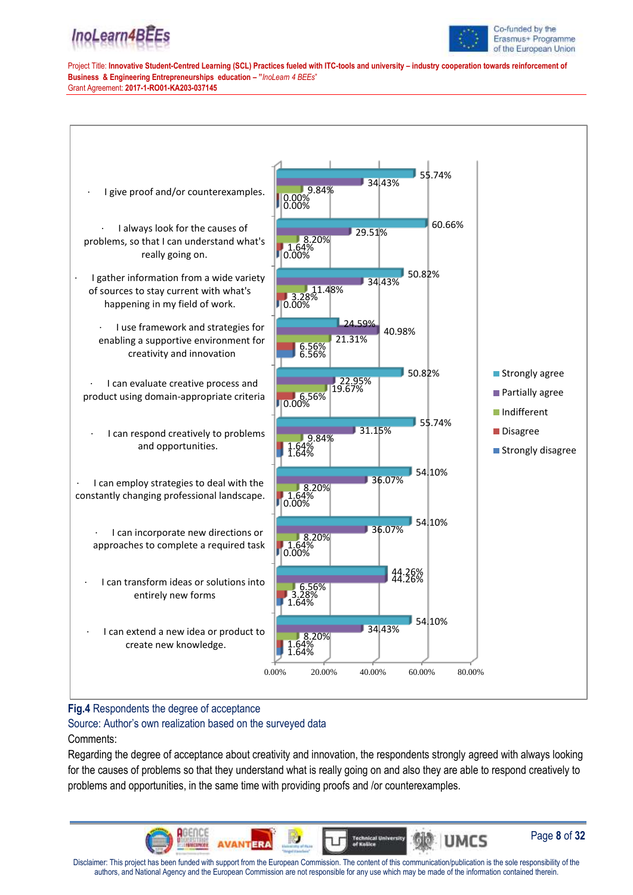| Statement | Strongly agree | Partially agree | Indifferent | Disagree | Strongly disagree |
|---|---|---|---|---|---|
| I give proof and/or counterexamples. | 55.74% | 34.43% | 9.84% | 0.00% | 0.00% |
| I always look for the causes of problems, so that I can understand what's really going on. | 60.66% | 29.51% | 8.20% | 1.64% | 0.00% |
| I gather information from a wide variety of sources to stay current with what's happening in my field of work. | 50.82% | 34.43% | 11.48% | 3.28% | 0.00% |
| I use framework and strategies for enabling a supportive environment for creativity and innovation | 24.59% | 40.98% | 21.31% | 6.56% | 6.56% |
| I can evaluate creative process and product using domain-appropriate criteria | 50.82% | 22.95% | 19.67% | 6.56% | 0.00% |
| I can respond creatively to problems and opportunities. | 55.74% | 31.15% | 9.84% | 1.64% | 1.64% |
| I can employ strategies to deal with the constantly changing professional landscape. | 54.10% | 36.07% | 8.20% | 1.64% | 0.00% |
| I can incorporate new directions or approaches to complete a required task | 54.10% | 36.07% | 8.20% | 1.64% | 0.00% |
| I can transform ideas or solutions into entirely new forms | 44.26% | 44.26% | 6.56% | 3.28% | 1.64% |
| I can extend a new idea or product to create new knowledge. | 54.10% | 34.43% | 8.20% | 1.64% | 1.64% |

**Fig.4** Respondents the degree of acceptance

Source: Author's own realization based on the surveyed data

Comments:

Regarding the degree of acceptance about creativity and innovation, the respondents strongly agreed with always looking for the causes of problems so that they understand what is really going on and also they are able to respond creatively to problems and opportunities, in the same time with providing proofs and /or counterexamples.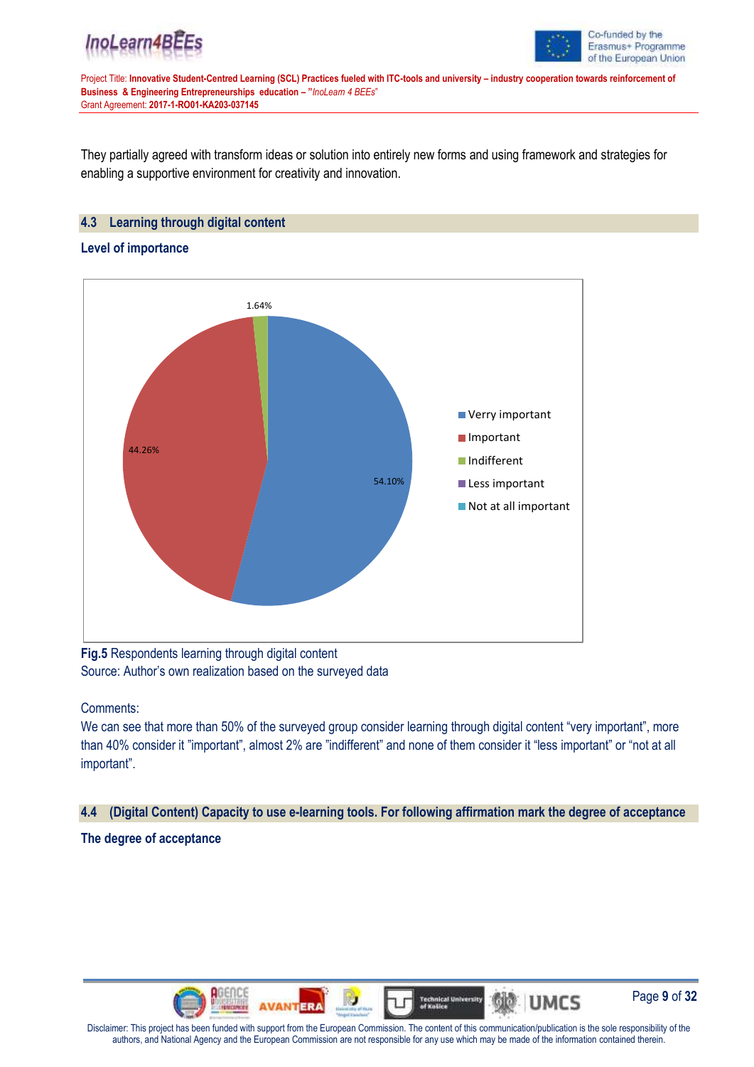They partially agreed with transform ideas or solution into entirely new forms and using framework and strategies for enabling a supportive environment for creativity and innovation.

## 4.3 Learning through digital content

**Level of importance**

**Fig.5** Respondents learning through digital content
Source: Author's own realization based on the surveyed data

Comments:

We can see that more than 50% of the surveyed group consider learning through digital content "very important", more than 40% consider it "important", almost 2% are "indifferent" and none of them consider it "less important" or "not at all important".

## 4.4 (Digital Content) Capacity to use e-learning tools. For following affirmation mark the degree of acceptance

**The degree of acceptance**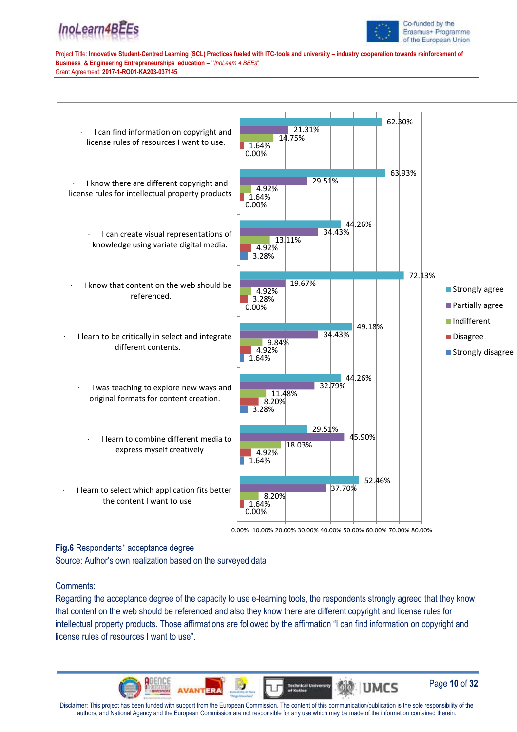| Statement | Strongly agree | Partially agree | Indifferent | Disagree | Strongly disagree |
|---|---|---|---|---|---|
| I can find information on copyright and license rules of resources I want to use. | 62.30% | 21.31% | 14.75% | 1.64% | 0.00% |
| I know there are different copyright and license rules for intellectual property products | 63.93% | 29.51% | 4.92% | 1.64% | 0.00% |
| I can create visual representations of knowledge using variate digital media. | 44.26% | 34.43% | 13.11% | 4.92% | 3.28% |
| I know that content on the web should be referenced. | 72.13% | 19.67% | 4.92% | 3.28% | 0.00% |
| I learn to be critically in select and integrate different contents. | 49.18% | 34.43% | 9.84% | 4.92% | 1.64% |
| I was teaching to explore new ways and original formats for content creation. | 44.26% | 32.79% | 11.48% | 8.20% | 3.28% |
| I learn to combine different media to express myself creatively | 29.51% | 45.90% | 18.03% | 4.92% | 1.64% |
| I learn to select which application fits better the content I want to use | 52.46% | 37.70% | 8.20% | 1.64% | 0.00% |

**Fig.6** Respondents' acceptance degree

Source: Author's own realization based on the surveyed data

Comments:

Regarding the acceptance degree of the capacity to use e-learning tools, the respondents strongly agreed that they know that content on the web should be referenced and also they know there are different copyright and license rules for intellectual property products. Those affirmations are followed by the affirmation "I can find information on copyright and license rules of resources I want to use".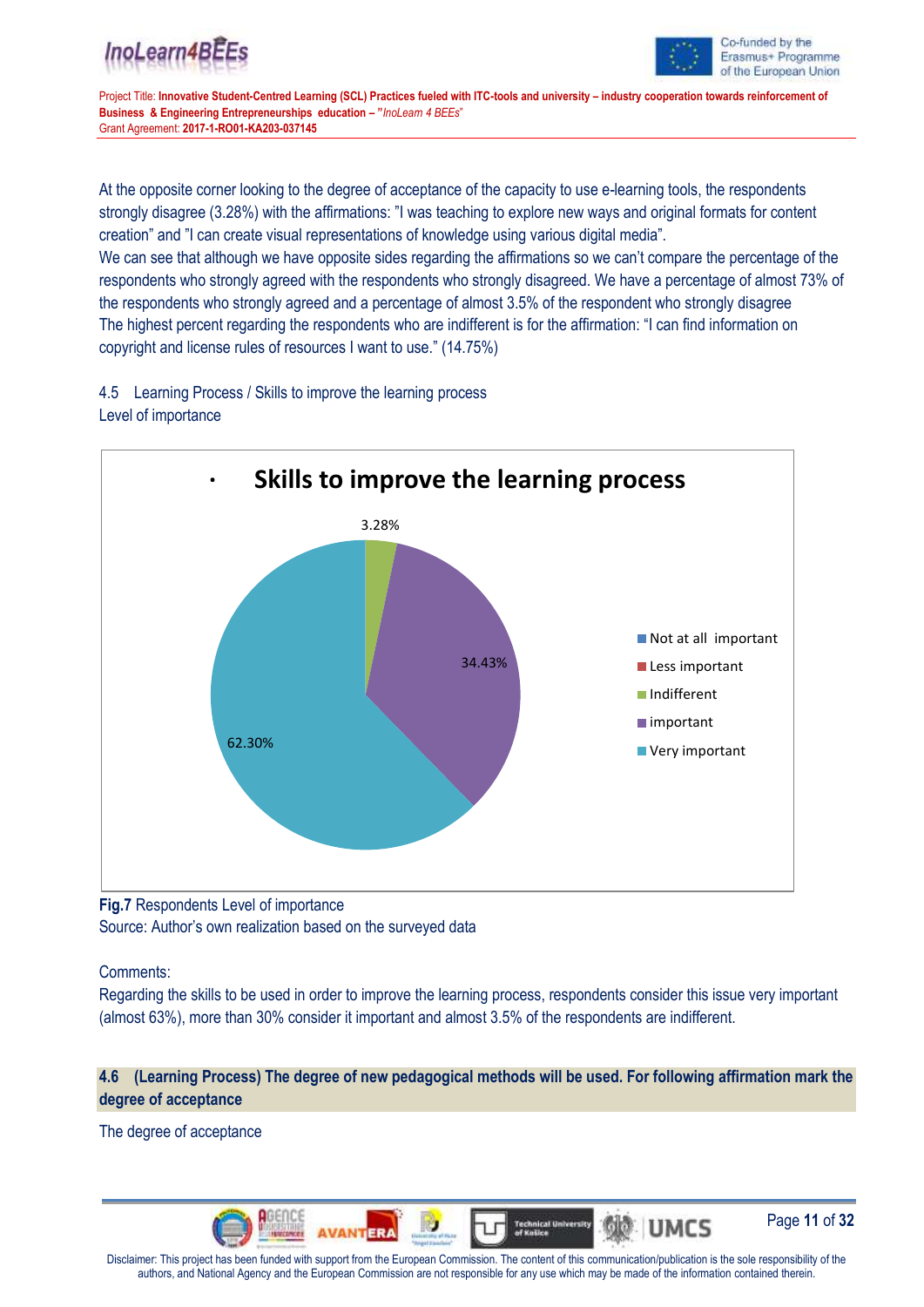At the opposite corner looking to the degree of acceptance of the capacity to use e-learning tools, the respondents strongly disagree (3.28%) with the affirmations: "I was teaching to explore new ways and original formats for content creation" and "I can create visual representations of knowledge using various digital media".

We can see that although we have opposite sides regarding the affirmations so we can't compare the percentage of the respondents who strongly agreed with the respondents who strongly disagreed. We have a percentage of almost 73% of the respondents who strongly agreed and a percentage of almost 3.5% of the respondent who strongly disagree

The highest percent regarding the respondents who are indifferent is for the affirmation: "I can find information on copyright and license rules of resources I want to use." (14.75%)

4.5 Learning Process / Skills to improve the learning process

Level of importance

**Skills to improve the learning process**

| Category | Percentage |
|---|---|
| Not at all important | |
| Less important | |
| Indifferent | 3.28% |
| important | 34.43% |
| Very important | 62.30% |

**Fig.7** Respondents Level of importance

Source: Author's own realization based on the surveyed data

Comments:

Regarding the skills to be used in order to improve the learning process, respondents consider this issue very important (almost 63%), more than 30% consider it important and almost 3.5% of the respondents are indifferent.

## 4.6 (Learning Process) The degree of new pedagogical methods will be used. For following affirmation mark the degree of acceptance

The degree of acceptance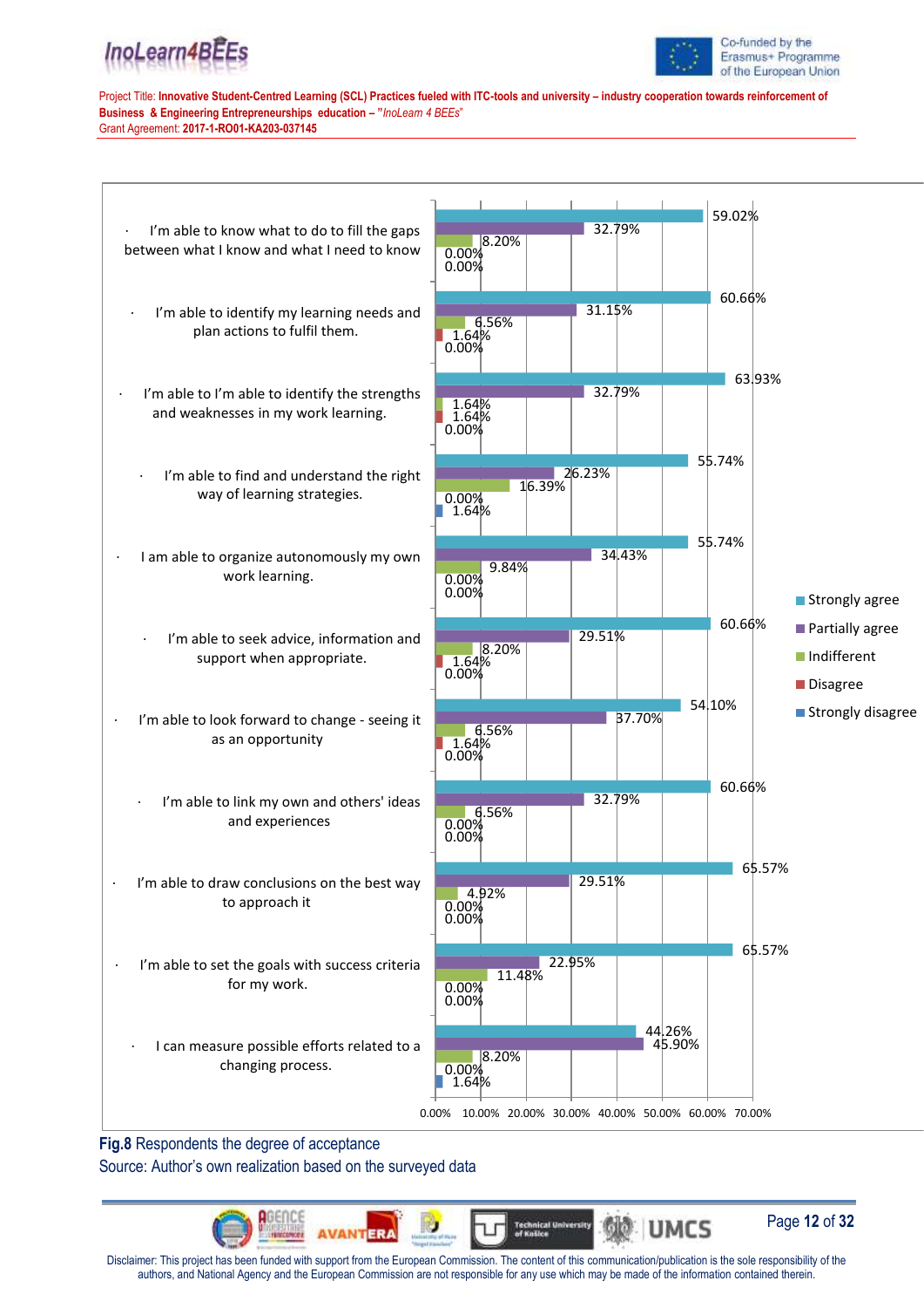| Statement | Strongly agree | Partially agree | Indifferent | Disagree | Strongly disagree |
|---|---|---|---|---|---|
| I'm able to know what to do to fill the gaps between what I know and what I need to know | 59.02% | 32.79% | 8.20% | 0.00% | 0.00% |
| I'm able to identify my learning needs and plan actions to fulfil them. | 60.66% | 31.15% | 6.56% | 1.64% | 0.00% |
| I'm able to I'm able to identify the strengths and weaknesses in my work learning. | 63.93% | 32.79% | 1.64% | 1.64% | 0.00% |
| I'm able to find and understand the right way of learning strategies. | 55.74% | 26.23% | 16.39% | 0.00% | 1.64% |
| I am able to organize autonomously my own work learning. | 55.74% | 34.43% | 9.84% | 0.00% | 0.00% |
| I'm able to seek advice, information and support when appropriate. | 60.66% | 29.51% | 8.20% | 1.64% | 0.00% |
| I'm able to look forward to change - seeing it as an opportunity | 54.10% | 37.70% | 6.56% | 1.64% | 0.00% |
| I'm able to link my own and others' ideas and experiences | 60.66% | 32.79% | 6.56% | 0.00% | 0.00% |
| I'm able to draw conclusions on the best way to approach it | 65.57% | 29.51% | 4.92% | 0.00% | 0.00% |
| I'm able to set the goals with success criteria for my work. | 65.57% | 22.95% | 11.48% | 0.00% | 0.00% |
| I can measure possible efforts related to a changing process. | 44.26% | 45.90% | 8.20% | 0.00% | 1.64% |

**Fig.8** Respondents the degree of acceptance
Source: Author's own realization based on the surveyed data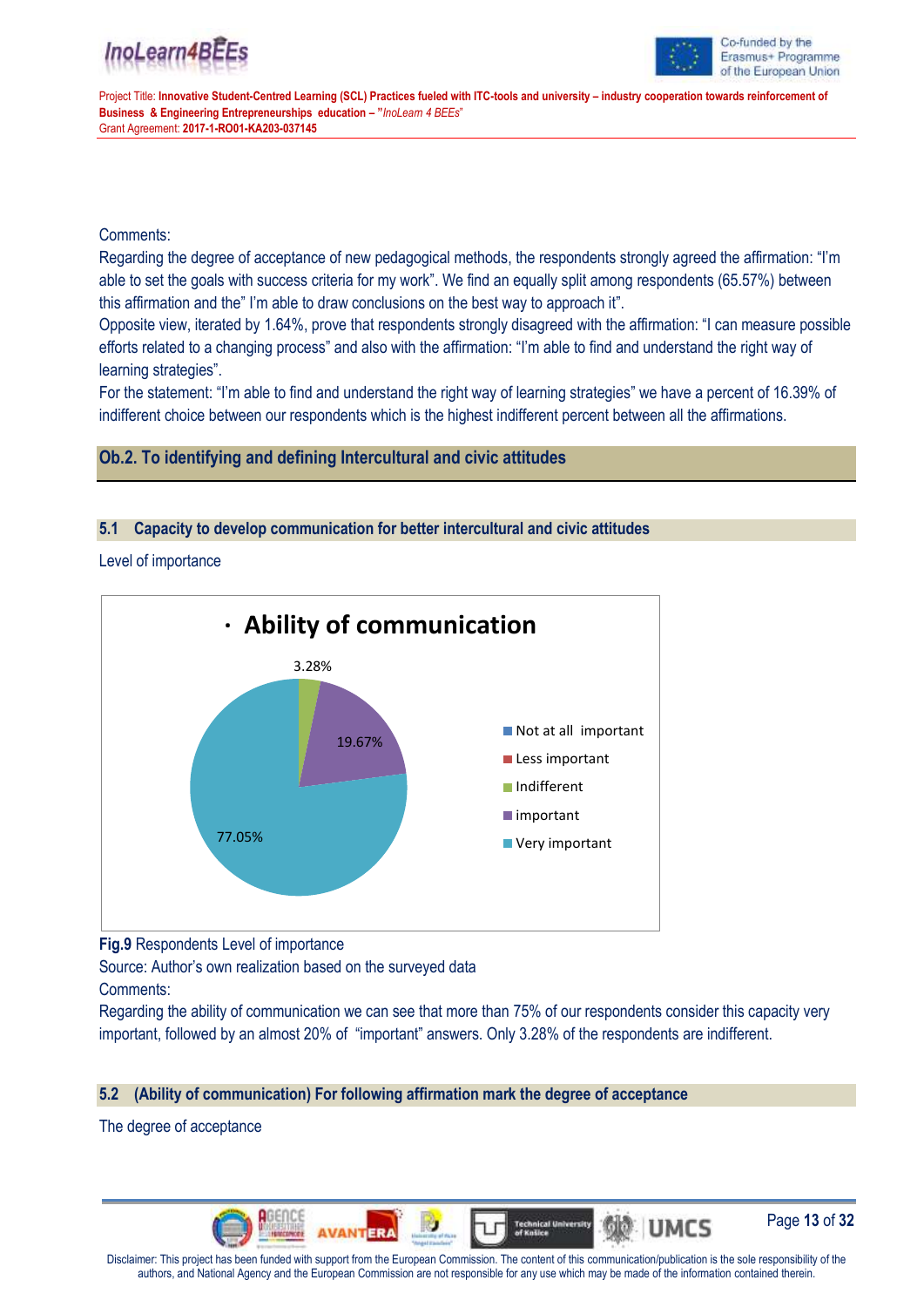Comments:

Regarding the degree of acceptance of new pedagogical methods, the respondents strongly agreed the affirmation: "I'm able to set the goals with success criteria for my work". We find an equally split among respondents (65.57%) between this affirmation and the" I'm able to draw conclusions on the best way to approach it".

Opposite view, iterated by 1.64%, prove that respondents strongly disagreed with the affirmation: "I can measure possible efforts related to a changing process" and also with the affirmation: "I'm able to find and understand the right way of learning strategies".

For the statement: "I'm able to find and understand the right way of learning strategies" we have a percent of 16.39% of indifferent choice between our respondents which is the highest indifferent percent between all the affirmations.

## Ob.2. To identifying and defining Intercultural and civic attitudes

### 5.1 Capacity to develop communication for better intercultural and civic attitudes

Level of importance

**Fig.9** Respondents Level of importance

Source: Author's own realization based on the surveyed data

Comments:

Regarding the ability of communication we can see that more than 75% of our respondents consider this capacity very important, followed by an almost 20% of "important" answers. Only 3.28% of the respondents are indifferent.

### 5.2 (Ability of communication) For following affirmation mark the degree of acceptance

The degree of acceptance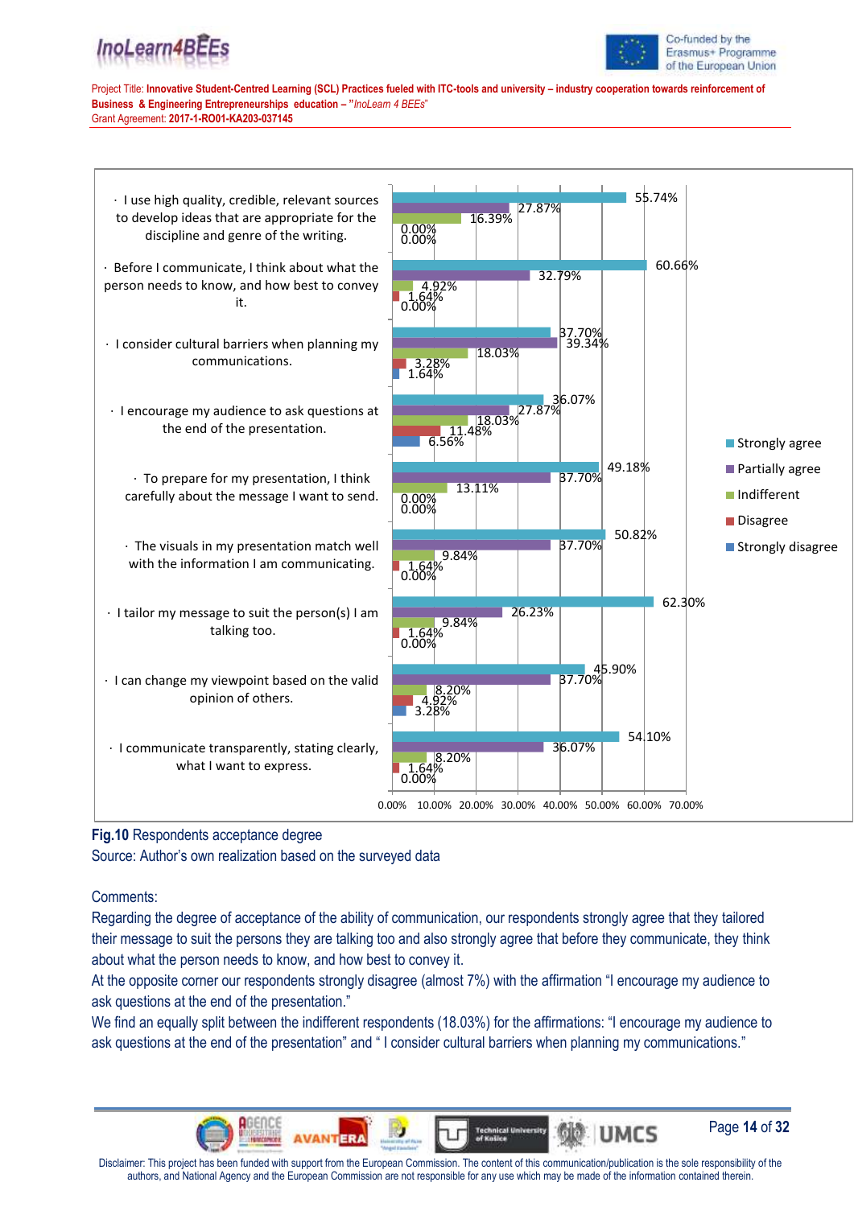| Statement | Strongly agree | Partially agree | Indifferent | Disagree | Strongly disagree |
|---|---|---|---|---|---|
| · I use high quality, credible, relevant sources to develop ideas that are appropriate for the discipline and genre of the writing. | 55.74% | 27.87% | 16.39% | 0.00% | 0.00% |
| · Before I communicate, I think about what the person needs to know, and how best to convey it. | 60.66% | 32.79% | 4.92% | 1.64% | 0.00% |
| · I consider cultural barriers when planning my communications. | 37.70% | 39.34% | 18.03% | 3.28% | 1.64% |
| · I encourage my audience to ask questions at the end of the presentation. | 36.07% | 27.87% | 18.03% | 11.48% | 6.56% |
| · To prepare for my presentation, I think carefully about the message I want to send. | 49.18% | 37.70% | 13.11% | 0.00% | 0.00% |
| · The visuals in my presentation match well with the information I am communicating. | 50.82% | 37.70% | 9.84% | 1.64% | 0.00% |
| · I tailor my message to suit the person(s) I am talking too. | 62.30% | 26.23% | 9.84% | 1.64% | 0.00% |
| · I can change my viewpoint based on the valid opinion of others. | 45.90% | 37.70% | 8.20% | 4.92% | 3.28% |
| · I communicate transparently, stating clearly, what I want to express. | 54.10% | 36.07% | 8.20% | 1.64% | 0.00% |

**Fig.10** Respondents acceptance degree

Source: Author's own realization based on the surveyed data

Comments:

Regarding the degree of acceptance of the ability of communication, our respondents strongly agree that they tailored their message to suit the persons they are talking too and also strongly agree that before they communicate, they think about what the person needs to know, and how best to convey it.

At the opposite corner our respondents strongly disagree (almost 7%) with the affirmation "I encourage my audience to ask questions at the end of the presentation."

We find an equally split between the indifferent respondents (18.03%) for the affirmations: "I encourage my audience to ask questions at the end of the presentation" and " I consider cultural barriers when planning my communications."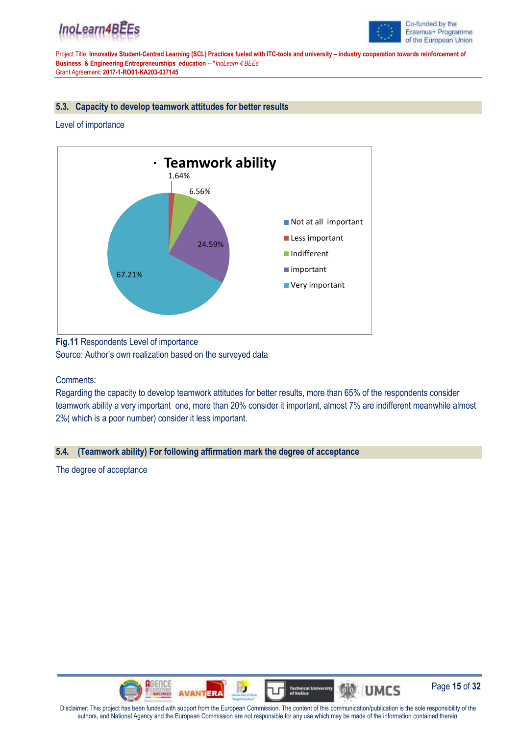## 5.3. Capacity to develop teamwork attitudes for better results

Level of importance

**Fig.11** Respondents Level of importance
Source: Author's own realization based on the surveyed data

Comments:
Regarding the capacity to develop teamwork attitudes for better results, more than 65% of the respondents consider teamwork ability a very important one, more than 20% consider it important, almost 7% are indifferent meanwhile almost 2%( which is a poor number) consider it less important.

## 5.4. (Teamwork ability) For following affirmation mark the degree of acceptance

The degree of acceptance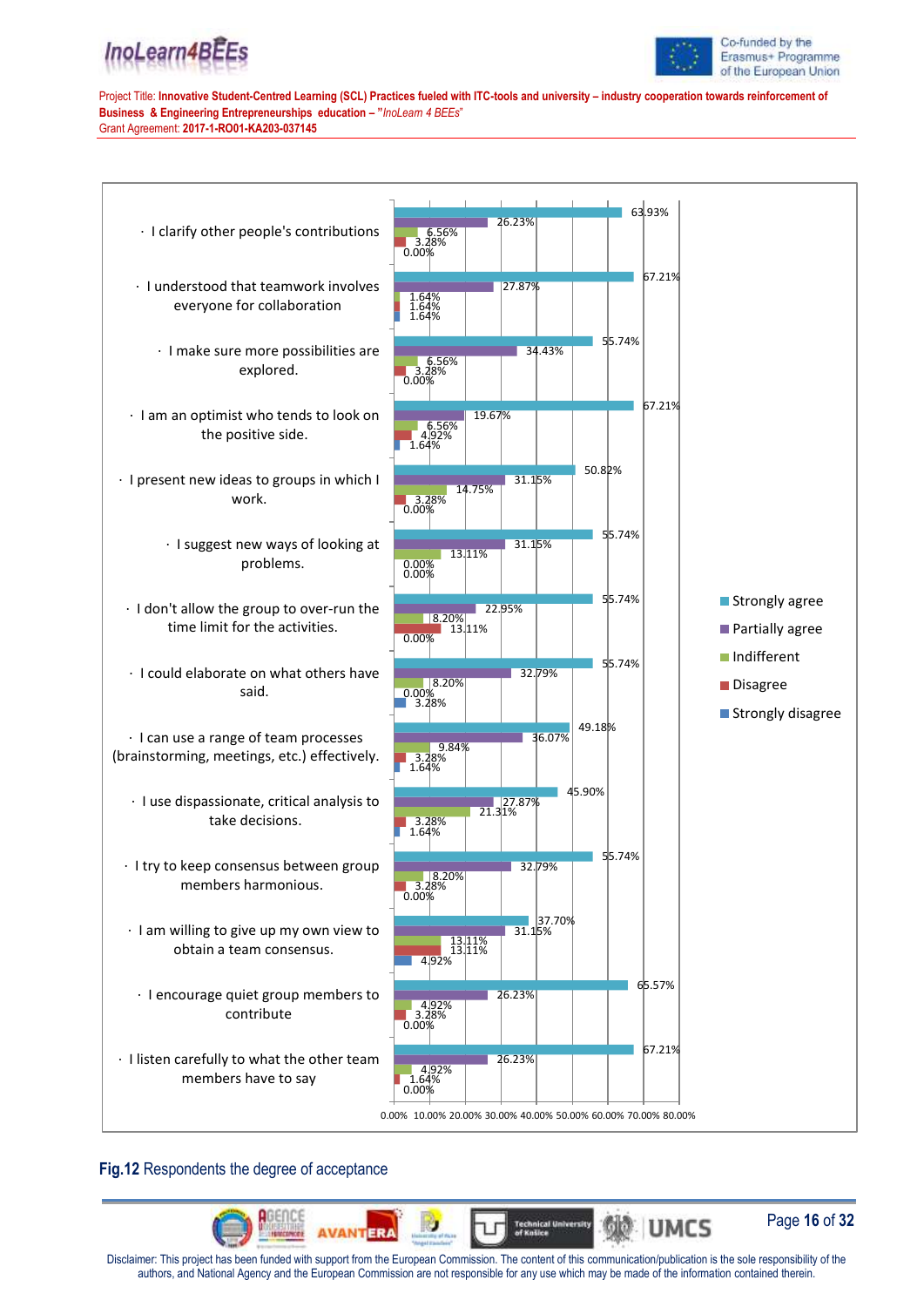| Statement | Strongly agree | Partially agree | Indifferent | Disagree | Strongly disagree |
|---|---|---|---|---|---|
| I clarify other people's contributions | 63.93% | 26.23% | 6.56% | 3.28% | 0.00% |
| I understood that teamwork involves everyone for collaboration | 67.21% | 27.87% | 1.64% | 1.64% | 1.64% |
| I make sure more possibilities are explored. | 55.74% | 34.43% | 6.56% | 3.28% | 0.00% |
| I am an optimist who tends to look on the positive side. | 67.21% | 19.67% | 6.56% | 4.92% | 1.64% |
| I present new ideas to groups in which I work. | 50.82% | 31.15% | 14.75% | 3.28% | 0.00% |
| I suggest new ways of looking at problems. | 55.74% | 31.15% | 13.11% | 0.00% | 0.00% |
| I don't allow the group to over-run the time limit for the activities. | 55.74% | 22.95% | 8.20% | 13.11% | 0.00% |
| I could elaborate on what others have said. | 55.74% | 32.79% | 8.20% | 0.00% | 3.28% |
| I can use a range of team processes (brainstorming, meetings, etc.) effectively. | 49.18% | 36.07% | 9.84% | 3.28% | 1.64% |
| I use dispassionate, critical analysis to take decisions. | 45.90% | 27.87% | 21.31% | 3.28% | 1.64% |
| I try to keep consensus between group members harmonious. | 55.74% | 32.79% | 8.20% | 3.28% | 0.00% |
| I am willing to give up my own view to obtain a team consensus. | 37.70% | 31.15% | 13.11% | 13.11% | 4.92% |
| I encourage quiet group members to contribute | 65.57% | 26.23% | 4.92% | 3.28% | 0.00% |
| I listen carefully to what the other team members have to say | 67.21% | 26.23% | 4.92% | 1.64% | 0.00% |

**Fig.12** Respondents the degree of acceptance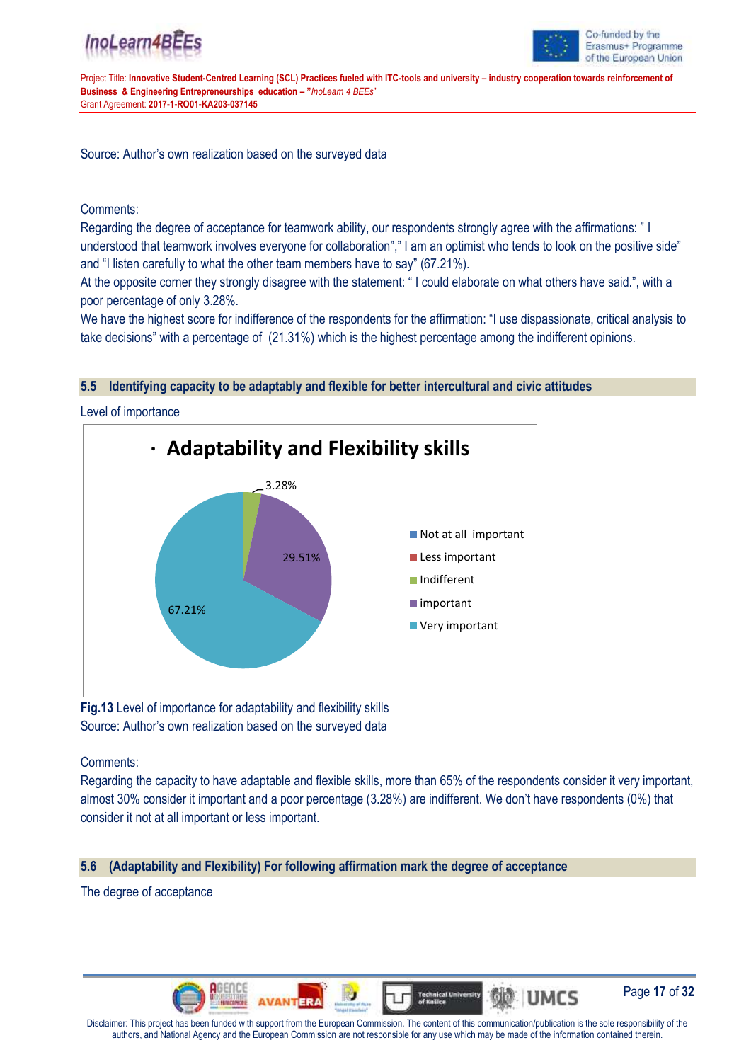Source: Author's own realization based on the surveyed data

Comments:

Regarding the degree of acceptance for teamwork ability, our respondents strongly agree with the affirmations: " I understood that teamwork involves everyone for collaboration"," I am an optimist who tends to look on the positive side" and "I listen carefully to what the other team members have to say" (67.21%).

At the opposite corner they strongly disagree with the statement: " I could elaborate on what others have said.", with a poor percentage of only 3.28%.

We have the highest score for indifference of the respondents for the affirmation: "I use dispassionate, critical analysis to take decisions" with a percentage of (21.31%) which is the highest percentage among the indifferent opinions.

## 5.5 Identifying capacity to be adaptably and flexible for better intercultural and civic attitudes

Level of importance

**Fig.13** Level of importance for adaptability and flexibility skills
Source: Author's own realization based on the surveyed data

Comments:

Regarding the capacity to have adaptable and flexible skills, more than 65% of the respondents consider it very important, almost 30% consider it important and a poor percentage (3.28%) are indifferent. We don't have respondents (0%) that consider it not at all important or less important.

## 5.6 (Adaptability and Flexibility) For following affirmation mark the degree of acceptance

The degree of acceptance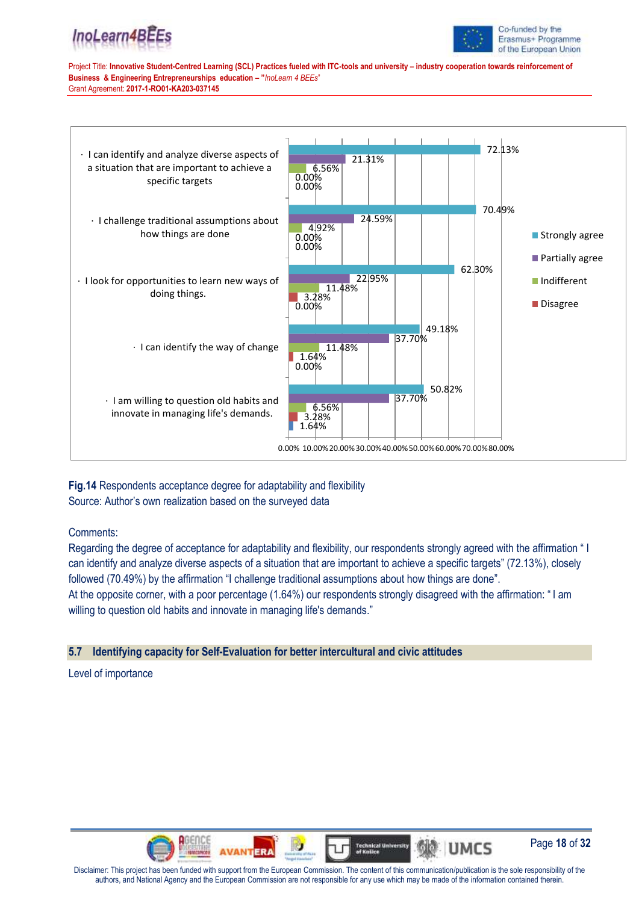| | Strongly agree | Partially agree | Indifferent | Disagree | |
|---|---|---|---|---|---|
| I can identify and analyze diverse aspects of a situation that are important to achieve a specific targets | 72.13% | 21.31% | 6.56% | 0.00% | 0.00% |
| I challenge traditional assumptions about how things are done | 70.49% | 24.59% | 4.92% | 0.00% | 0.00% |
| I look for opportunities to learn new ways of doing things. | 62.30% | 22.95% | 11.48% | 3.28% | 0.00% |
| I can identify the way of change | 49.18% | 37.70% | 11.48% | 1.64% | 0.00% |
| I am willing to question old habits and innovate in managing life's demands. | 50.82% | 37.70% | 6.56% | 3.28% | 1.64% |

**Fig.14** Respondents acceptance degree for adaptability and flexibility
Source: Author's own realization based on the surveyed data

Comments:

Regarding the degree of acceptance for adaptability and flexibility, our respondents strongly agreed with the affirmation " I can identify and analyze diverse aspects of a situation that are important to achieve a specific targets" (72.13%), closely followed (70.49%) by the affirmation "I challenge traditional assumptions about how things are done".
At the opposite corner, with a poor percentage (1.64%) our respondents strongly disagreed with the affirmation: " I am willing to question old habits and innovate in managing life's demands."

## 5.7 Identifying capacity for Self-Evaluation for better intercultural and civic attitudes

Level of importance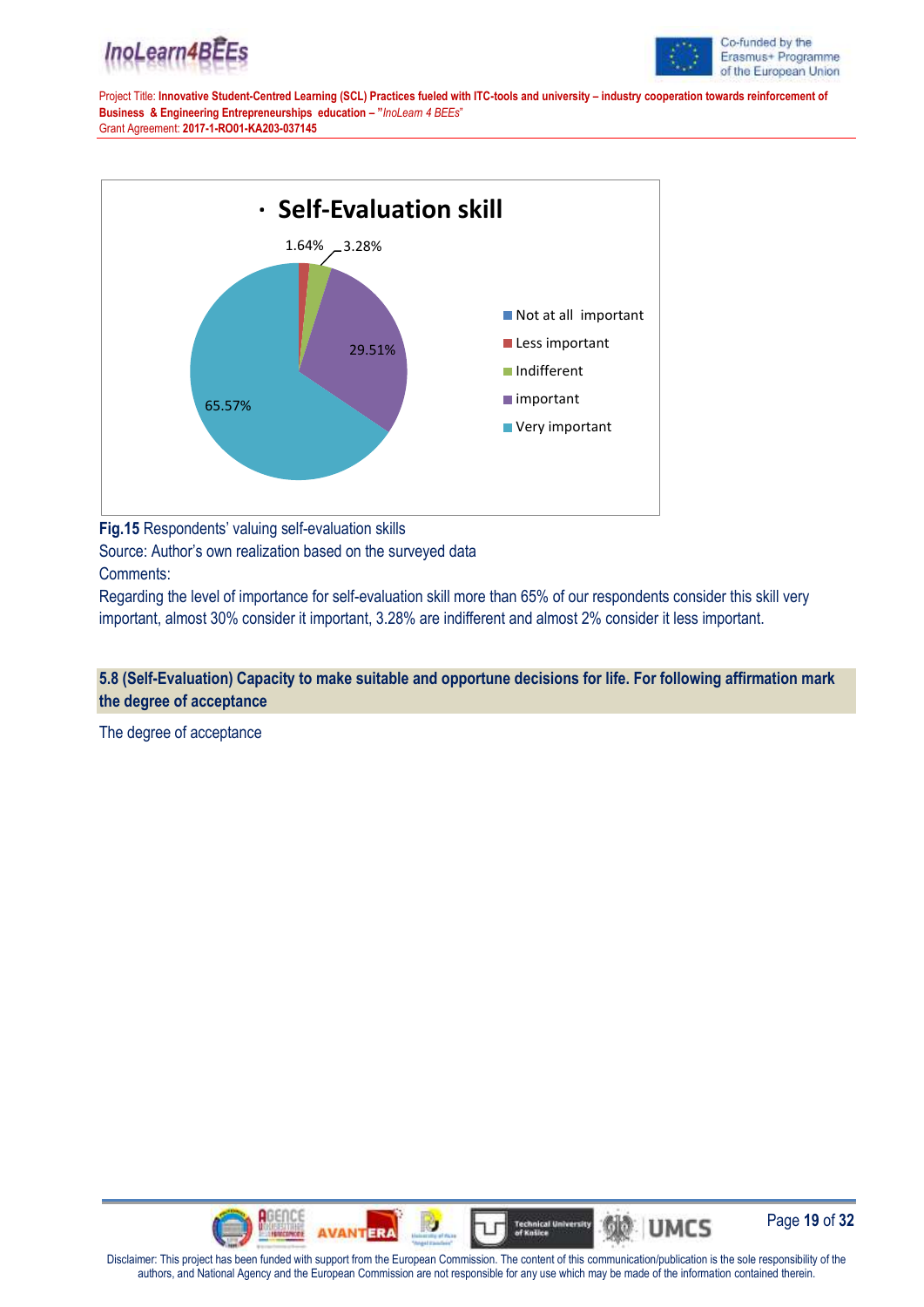**Fig.15** Respondents' valuing self-evaluation skills

Source: Author's own realization based on the surveyed data

Comments:

Regarding the level of importance for self-evaluation skill more than 65% of our respondents consider this skill very important, almost 30% consider it important, 3.28% are indifferent and almost 2% consider it less important.

### 5.8 (Self-Evaluation) Capacity to make suitable and opportune decisions for life. For following affirmation mark the degree of acceptance

The degree of acceptance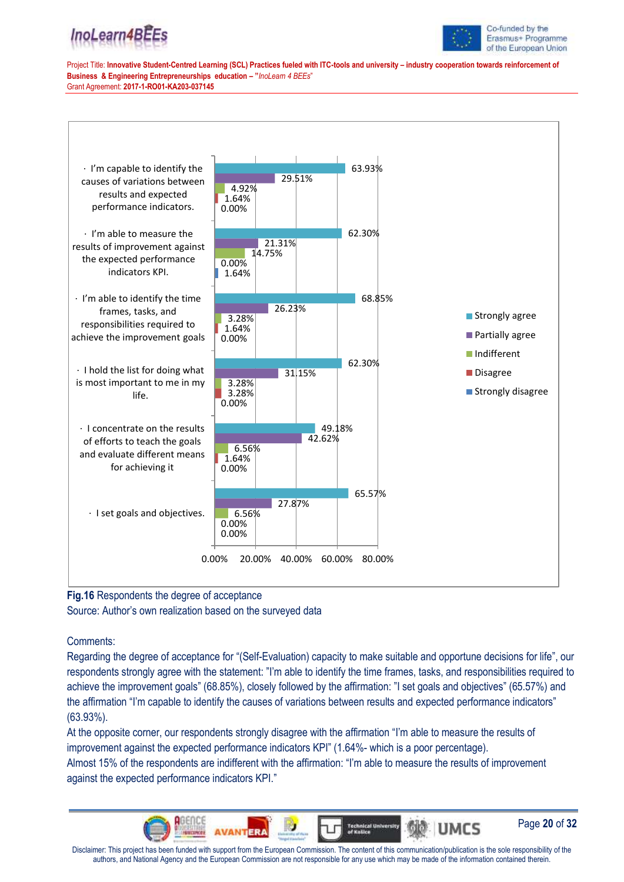| Statement | Strongly agree | Partially agree | Indifferent | Disagree | Strongly disagree |
|---|---|---|---|---|---|
| · I'm capable to identify the causes of variations between results and expected performance indicators. | 63.93% | 29.51% | 4.92% | 1.64% | 0.00% |
| · I'm able to measure the results of improvement against the expected performance indicators KPI. | 62.30% | 21.31% | 14.75% | 0.00% | 1.64% |
| · I'm able to identify the time frames, tasks, and responsibilities required to achieve the improvement goals | 68.85% | 26.23% | 3.28% | 1.64% | 0.00% |
| · I hold the list for doing what is most important to me in my life. | 62.30% | 31.15% | 3.28% | 3.28% | 0.00% |
| · I concentrate on the results of efforts to teach the goals and evaluate different means for achieving it | 49.18% | 42.62% | 6.56% | 1.64% | 0.00% |
| · I set goals and objectives. | 65.57% | 27.87% | 6.56% | 0.00% | 0.00% |

**Fig.16** Respondents the degree of acceptance

Source: Author's own realization based on the surveyed data

Comments:

Regarding the degree of acceptance for "(Self-Evaluation) capacity to make suitable and opportune decisions for life", our respondents strongly agree with the statement: "I'm able to identify the time frames, tasks, and responsibilities required to achieve the improvement goals" (68.85%), closely followed by the affirmation: "I set goals and objectives" (65.57%) and the affirmation "I'm capable to identify the causes of variations between results and expected performance indicators" (63.93%).

At the opposite corner, our respondents strongly disagree with the affirmation "I'm able to measure the results of improvement against the expected performance indicators KPI" (1.64%- which is a poor percentage).

Almost 15% of the respondents are indifferent with the affirmation: "I'm able to measure the results of improvement against the expected performance indicators KPI."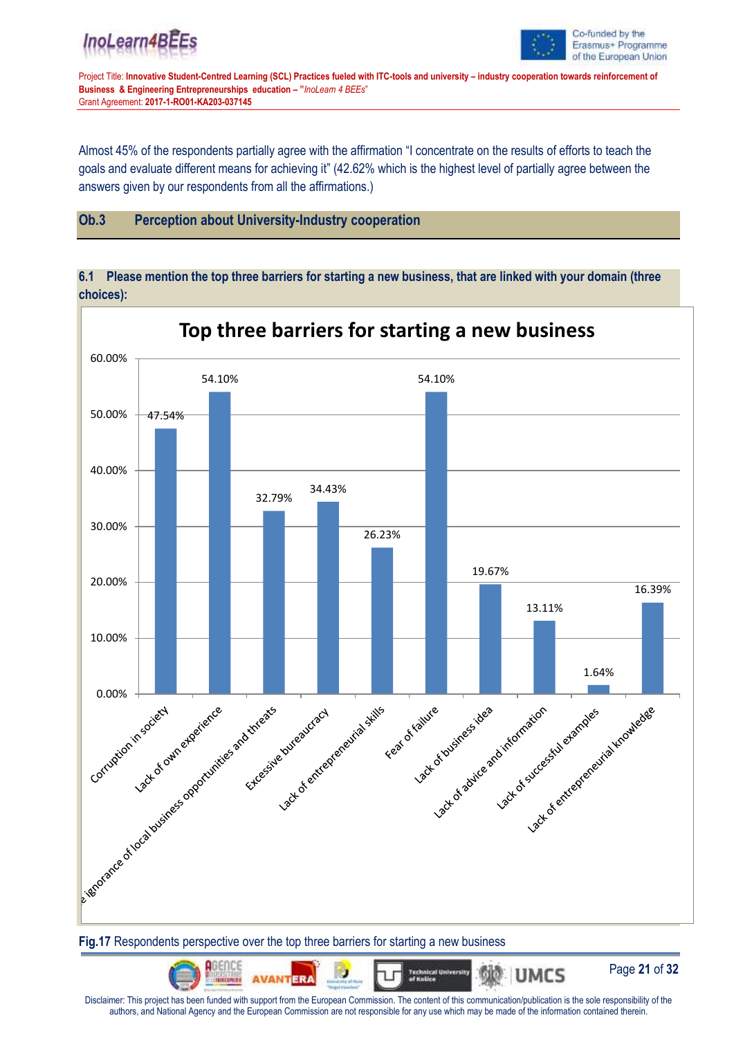Almost 45% of the respondents partially agree with the affirmation "I concentrate on the results of efforts to teach the goals and evaluate different means for achieving it" (42.62% which is the highest level of partially agree between the answers given by our respondents from all the affirmations.)

## Ob.3 Perception about University-Industry cooperation

### 6.1 Please mention the top three barriers for starting a new business, that are linked with your domain (three choices):

**Top three barriers for starting a new business**

| Barrier | Percentage |
|---|---|
| Corruption in society | 47.54% |
| Lack of own experience | 54.10% |
| Ignorance of local business opportunities and threats | 32.79% |
| Excessive bureaucracy | 34.43% |
| Lack of entrepreneurial skills | 26.23% |
| Fear of failure | 54.10% |
| Lack of business idea | 19.67% |
| Lack of advice and information | 13.11% |
| Lack of successful examples | 1.64% |
| Lack of entrepreneurial knowledge | 16.39% |

**Fig.17** Respondents perspective over the top three barriers for starting a new business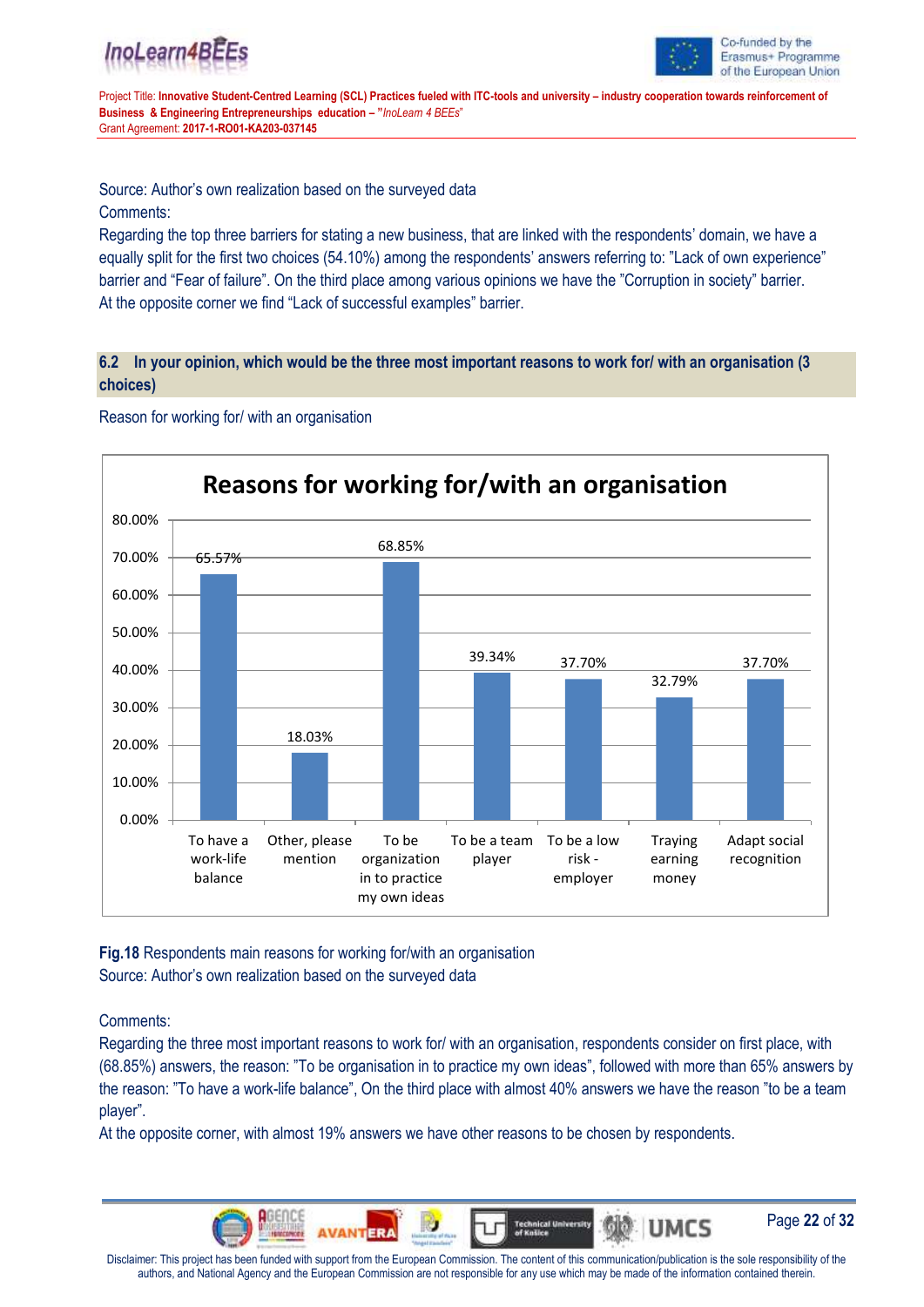Source: Author's own realization based on the surveyed data

Comments:

Regarding the top three barriers for stating a new business, that are linked with the respondents' domain, we have a equally split for the first two choices (54.10%) among the respondents' answers referring to: "Lack of own experience" barrier and "Fear of failure". On the third place among various opinions we have the "Corruption in society" barrier. At the opposite corner we find "Lack of successful examples" barrier.

## 6.2 In your opinion, which would be the three most important reasons to work for/ with an organisation (3 choices)

Reason for working for/ with an organisation

**Reasons for working for/with an organisation**

| Reason | Percentage |
|---|---|
| To have a work-life balance | 65.57% |
| Other, please mention | 18.03% |
| To be organization in to practice my own ideas | 68.85% |
| To be a team player | 39.34% |
| To be a low risk - employer | 37.70% |
| Traying earning money | 32.79% |
| Adapt social recognition | 37.70% |

**Fig.18** Respondents main reasons for working for/with an organisation

Source: Author's own realization based on the surveyed data

Comments:

Regarding the three most important reasons to work for/ with an organisation, respondents consider on first place, with (68.85%) answers, the reason: "To be organisation in to practice my own ideas", followed with more than 65% answers by the reason: "To have a work-life balance", On the third place with almost 40% answers we have the reason "to be a team player".

At the opposite corner, with almost 19% answers we have other reasons to be chosen by respondents.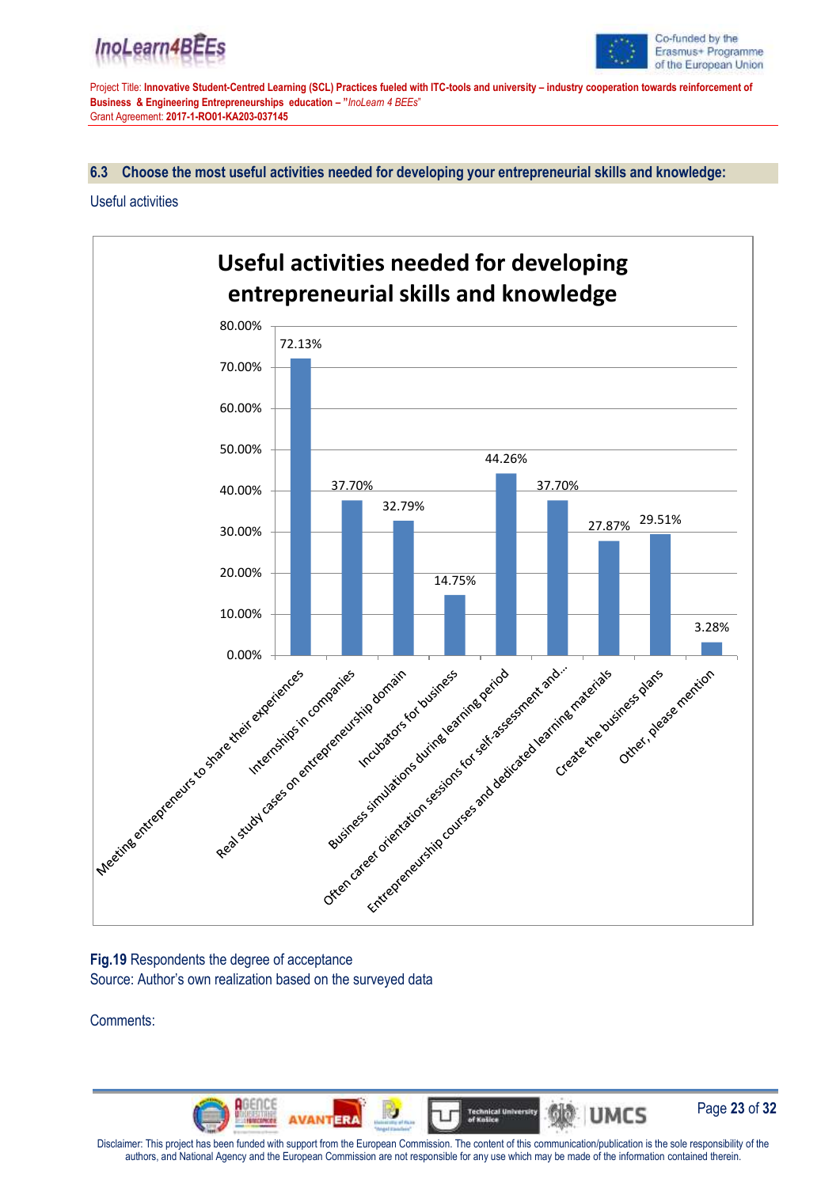## 6.3 Choose the most useful activities needed for developing your entrepreneurial skills and knowledge:

Useful activities

**Useful activities needed for developing entrepreneurial skills and knowledge**

| Activity | Percentage |
|---|---|
| Meeting entrepreneurs to share their experiences | 72.13% |
| Internships in companies | 37.70% |
| Real study cases on entrepreneurship domain | 32.79% |
| Incubators for business | 14.75% |
| Business simulations during learning period | 44.26% |
| Often career orientation sessions for self-assessment and... | 37.70% |
| Entrepreneurship courses and dedicated learning materials | 27.87% |
| Create the business plans | 29.51% |
| Other, please mention | 3.28% |

**Fig.19** Respondents the degree of acceptance
Source: Author's own realization based on the surveyed data

Comments: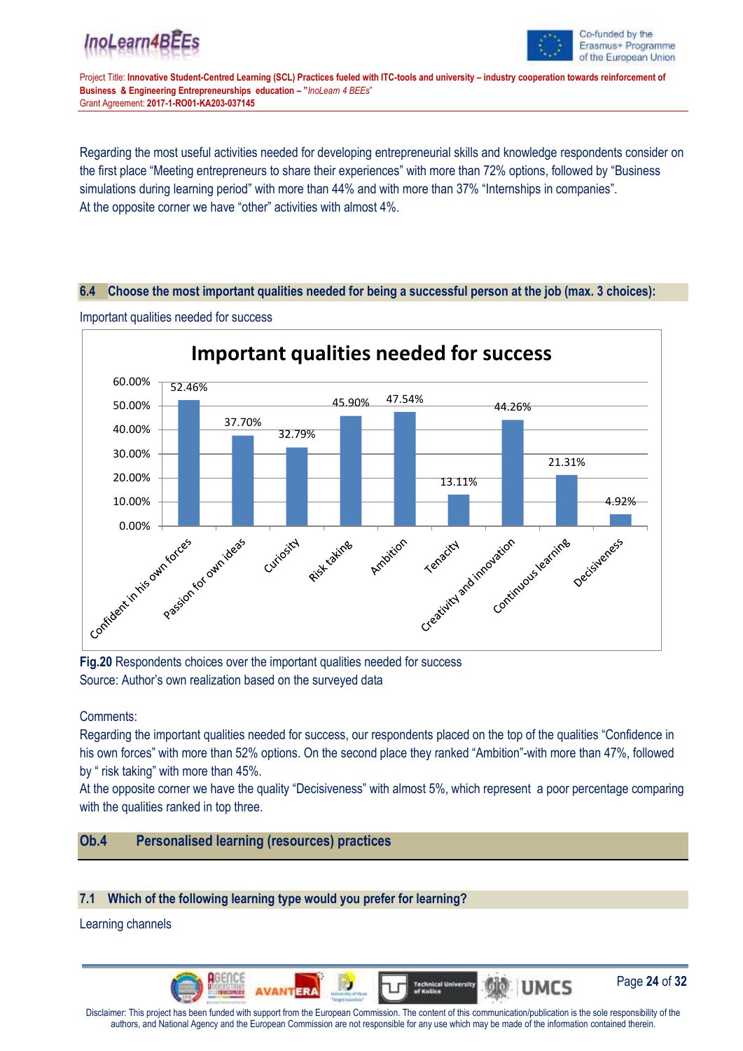Regarding the most useful activities needed for developing entrepreneurial skills and knowledge respondents consider on the first place "Meeting entrepreneurs to share their experiences" with more than 72% options, followed by "Business simulations during learning period" with more than 44% and with more than 37% "Internships in companies".
At the opposite corner we have "other" activities with almost 4%.

### 6.4 Choose the most important qualities needed for being a successful person at the job (max. 3 choices):

Important qualities needed for success

**Important qualities needed for success**

| Quality | Percentage |
| --- | --- |
| Confident in his own forces | 52.46% |
| Passion for own ideas | 37.70% |
| Curiosity | 32.79% |
| Risk taking | 45.90% |
| Ambition | 47.54% |
| Tenacity | 13.11% |
| Creativity and innovation | 44.26% |
| Continuous learning | 21.31% |
| Decisiveness | 4.92% |

**Fig.20** Respondents choices over the important qualities needed for success
Source: Author's own realization based on the surveyed data

Comments:
Regarding the important qualities needed for success, our respondents placed on the top of the qualities "Confidence in his own forces" with more than 52% options. On the second place they ranked "Ambition"-with more than 47%, followed by " risk taking" with more than 45%.
At the opposite corner we have the quality "Decisiveness" with almost 5%, which represent a poor percentage comparing with the qualities ranked in top three.

## Ob.4 Personalised learning (resources) practices

### 7.1 Which of the following learning type would you prefer for learning?

Learning channels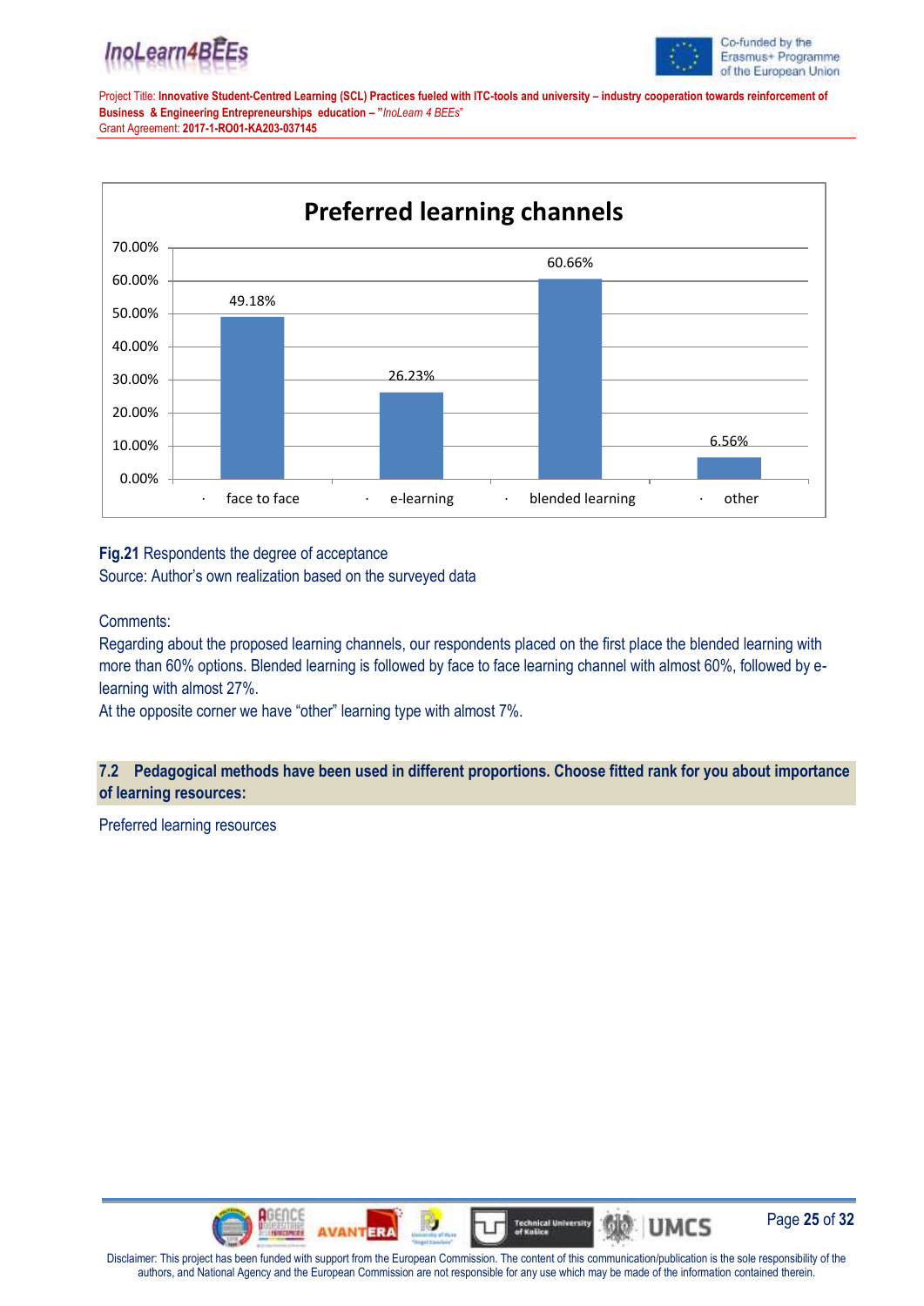**Preferred learning channels**

| Channel | Percentage |
|---|---|
| face to face | 49.18% |
| e-learning | 26.23% |
| blended learning | 60.66% |
| other | 6.56% |

**Fig.21** Respondents the degree of acceptance

Source: Author's own realization based on the surveyed data

Comments:

Regarding about the proposed learning channels, our respondents placed on the first place the blended learning with more than 60% options. Blended learning is followed by face to face learning channel with almost 60%, followed by e-learning with almost 27%.

At the opposite corner we have "other" learning type with almost 7%.

### 7.2 Pedagogical methods have been used in different proportions. Choose fitted rank for you about importance of learning resources:

Preferred learning resources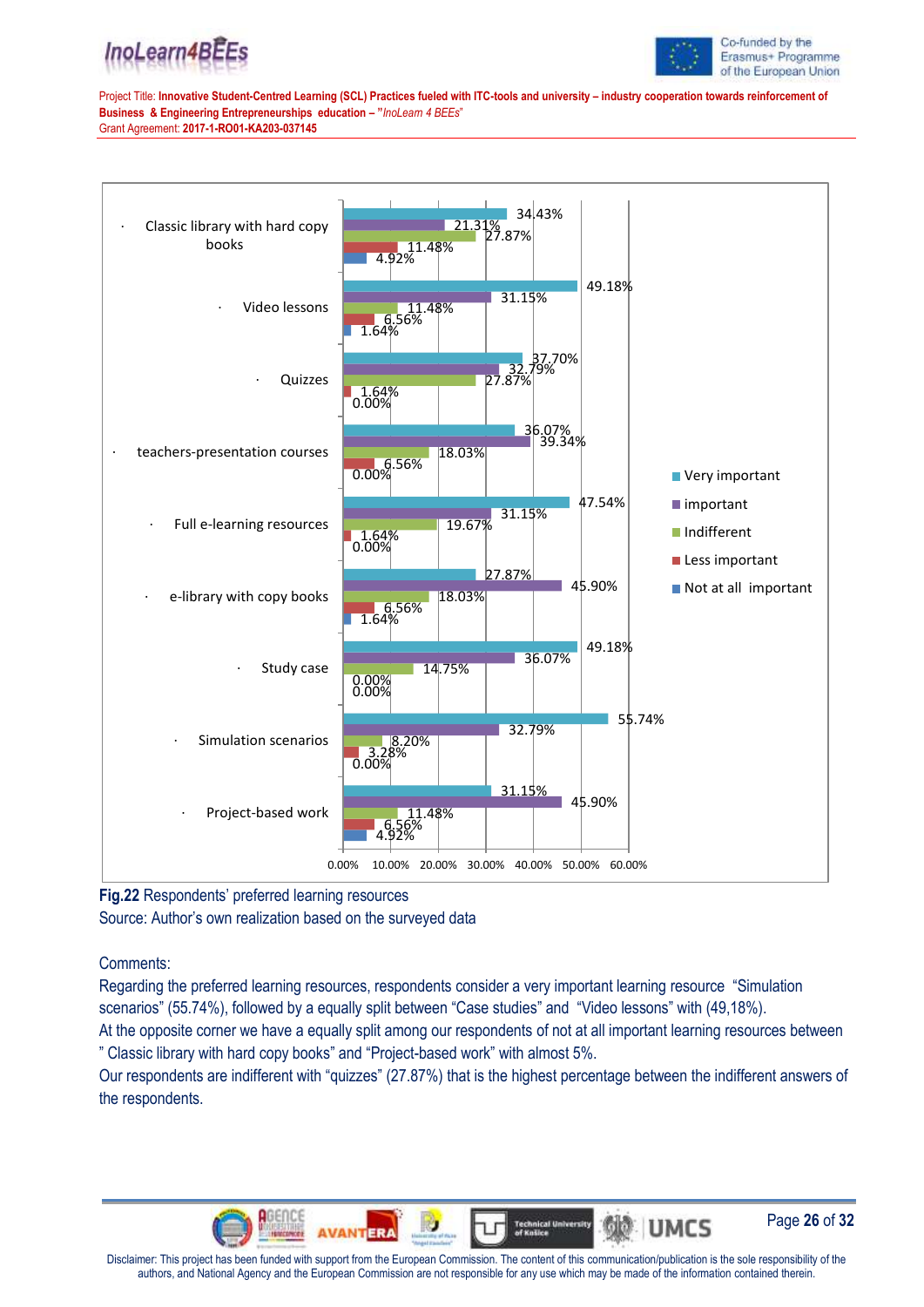| | Very important | important | Indifferent | Less important | Not at all important |
|---|---|---|---|---|---|
| Classic library with hard copy books | 34.43% | 21.31% | 27.87% | 11.48% | 4.92% |
| Video lessons | 49.18% | 31.15% | 11.48% | 6.56% | 1.64% |
| Quizzes | 37.70% | 32.79% | 27.87% | 1.64% | 0.00% |
| teachers-presentation courses | 36.07% | 39.34% | 18.03% | 6.56% | 0.00% |
| Full e-learning resources | 47.54% | 31.15% | 19.67% | 1.64% | 0.00% |
| e-library with copy books | 27.87% | 45.90% | 18.03% | 6.56% | 1.64% |
| Study case | 49.18% | 36.07% | 14.75% | 0.00% | 0.00% |
| Simulation scenarios | 55.74% | 32.79% | 8.20% | 3.28% | 0.00% |
| Project-based work | 31.15% | 45.90% | 11.48% | 6.56% | 4.92% |

**Fig.22** Respondents' preferred learning resources

Source: Author's own realization based on the surveyed data

Comments:

Regarding the preferred learning resources, respondents consider a very important learning resource "Simulation scenarios" (55.74%), followed by a equally split between "Case studies" and "Video lessons" with (49,18%).

At the opposite corner we have a equally split among our respondents of not at all important learning resources between " Classic library with hard copy books" and "Project-based work" with almost 5%.

Our respondents are indifferent with "quizzes" (27.87%) that is the highest percentage between the indifferent answers of the respondents.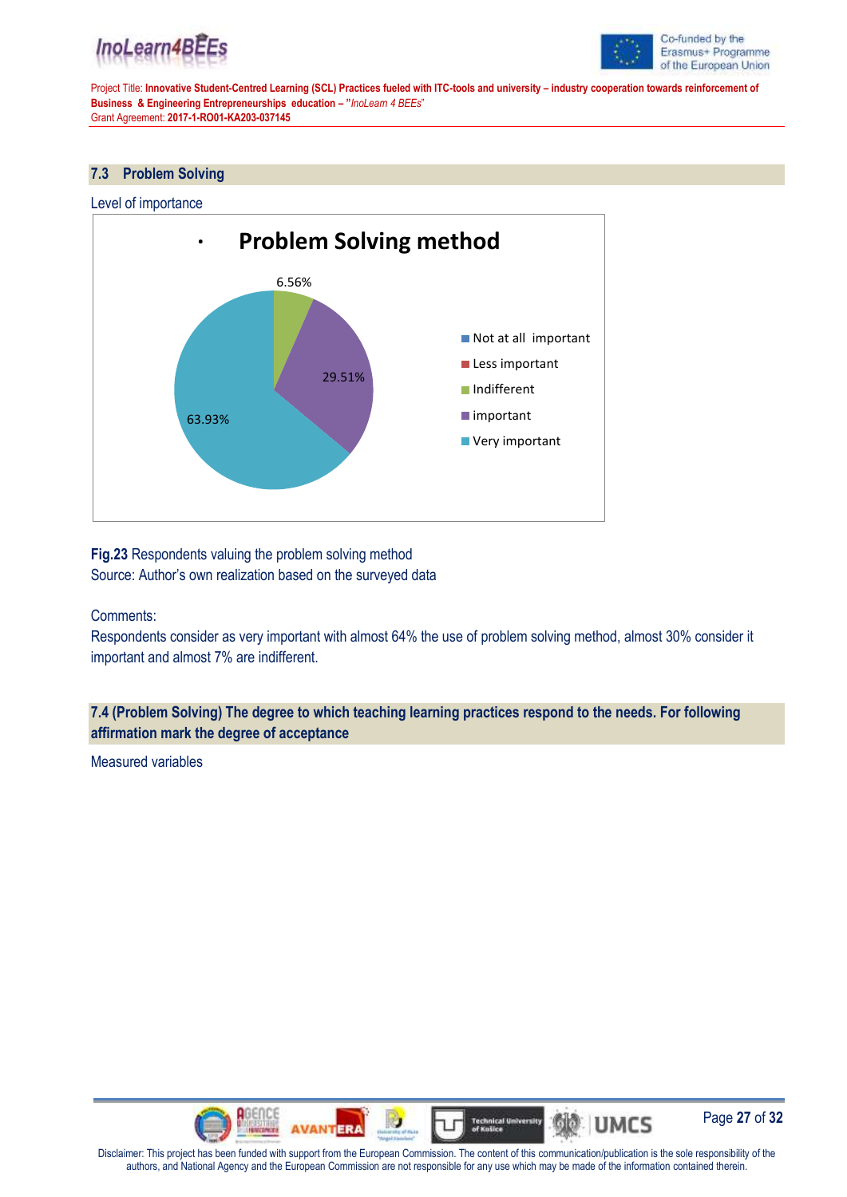## 7.3 Problem Solving

Level of importance

**Problem Solving method**

- Not at all important
- Less important
- Indifferent: 6.56%
- important: 29.51%
- Very important: 63.93%

**Fig.23** Respondents valuing the problem solving method
Source: Author's own realization based on the surveyed data

Comments:
Respondents consider as very important with almost 64% the use of problem solving method, almost 30% consider it important and almost 7% are indifferent.

## 7.4 (Problem Solving) The degree to which teaching learning practices respond to the needs. For following affirmation mark the degree of acceptance

Measured variables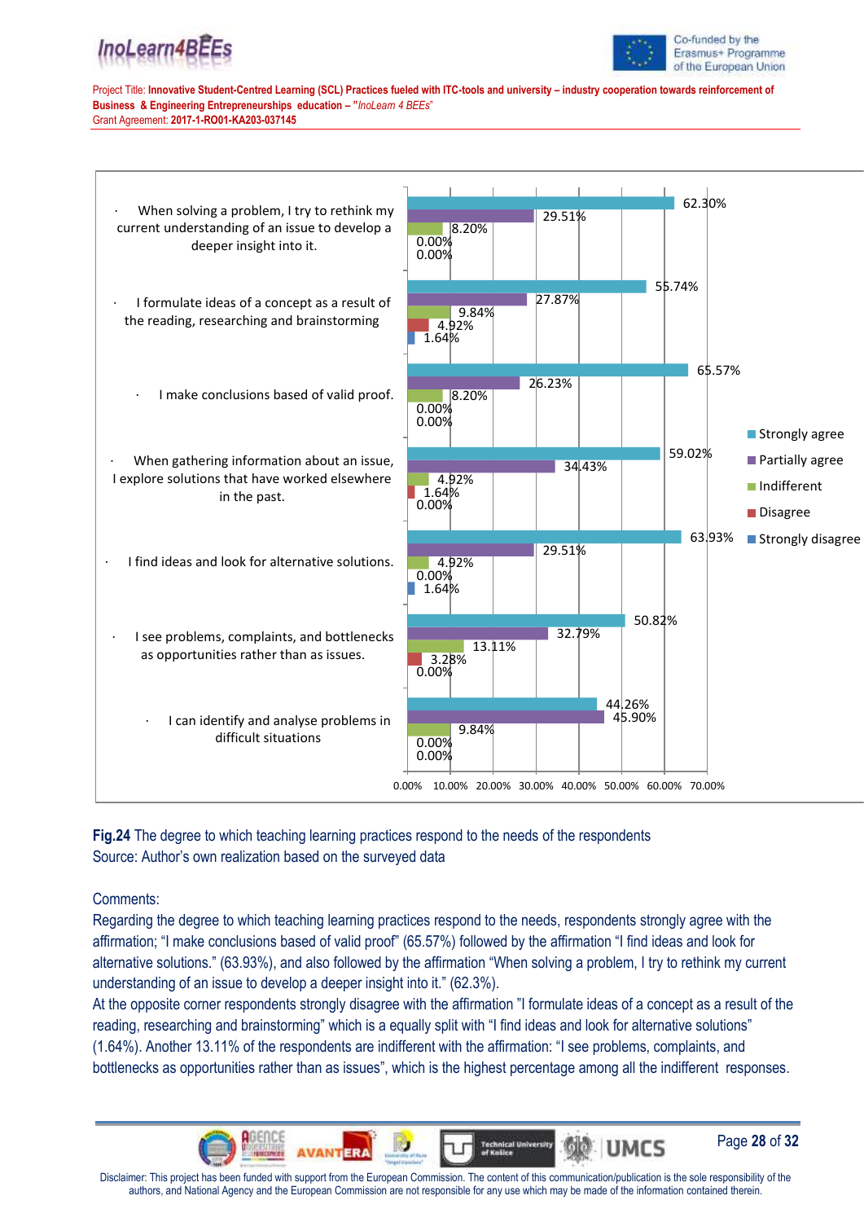| Statement | Strongly agree | Partially agree | Indifferent | Disagree | Strongly disagree |
| --- | --- | --- | --- | --- | --- |
| When solving a problem, I try to rethink my current understanding of an issue to develop a deeper insight into it. | 62.30% | 29.51% | 8.20% | 0.00% | 0.00% |
| I formulate ideas of a concept as a result of the reading, researching and brainstorming | 55.74% | 27.87% | 9.84% | 4.92% | 1.64% |
| I make conclusions based of valid proof. | 65.57% | 26.23% | 8.20% | 0.00% | 0.00% |
| When gathering information about an issue, I explore solutions that have worked elsewhere in the past. | 59.02% | 34.43% | 4.92% | 1.64% | 0.00% |
| I find ideas and look for alternative solutions. | 63.93% | 29.51% | 4.92% | 0.00% | 1.64% |
| I see problems, complaints, and bottlenecks as opportunities rather than as issues. | 50.82% | 32.79% | 13.11% | 3.28% | 0.00% |
| I can identify and analyse problems in difficult situations | 44.26% | 45.90% | 9.84% | 0.00% | 0.00% |

**Fig.24** The degree to which teaching learning practices respond to the needs of the respondents
Source: Author's own realization based on the surveyed data

Comments:

Regarding the degree to which teaching learning practices respond to the needs, respondents strongly agree with the affirmation; "I make conclusions based of valid proof" (65.57%) followed by the affirmation "I find ideas and look for alternative solutions." (63.93%), and also followed by the affirmation "When solving a problem, I try to rethink my current understanding of an issue to develop a deeper insight into it." (62.3%).

At the opposite corner respondents strongly disagree with the affirmation "I formulate ideas of a concept as a result of the reading, researching and brainstorming" which is a equally split with "I find ideas and look for alternative solutions" (1.64%). Another 13.11% of the respondents are indifferent with the affirmation: "I see problems, complaints, and bottlenecks as opportunities rather than as issues", which is the highest percentage among all the indifferent responses.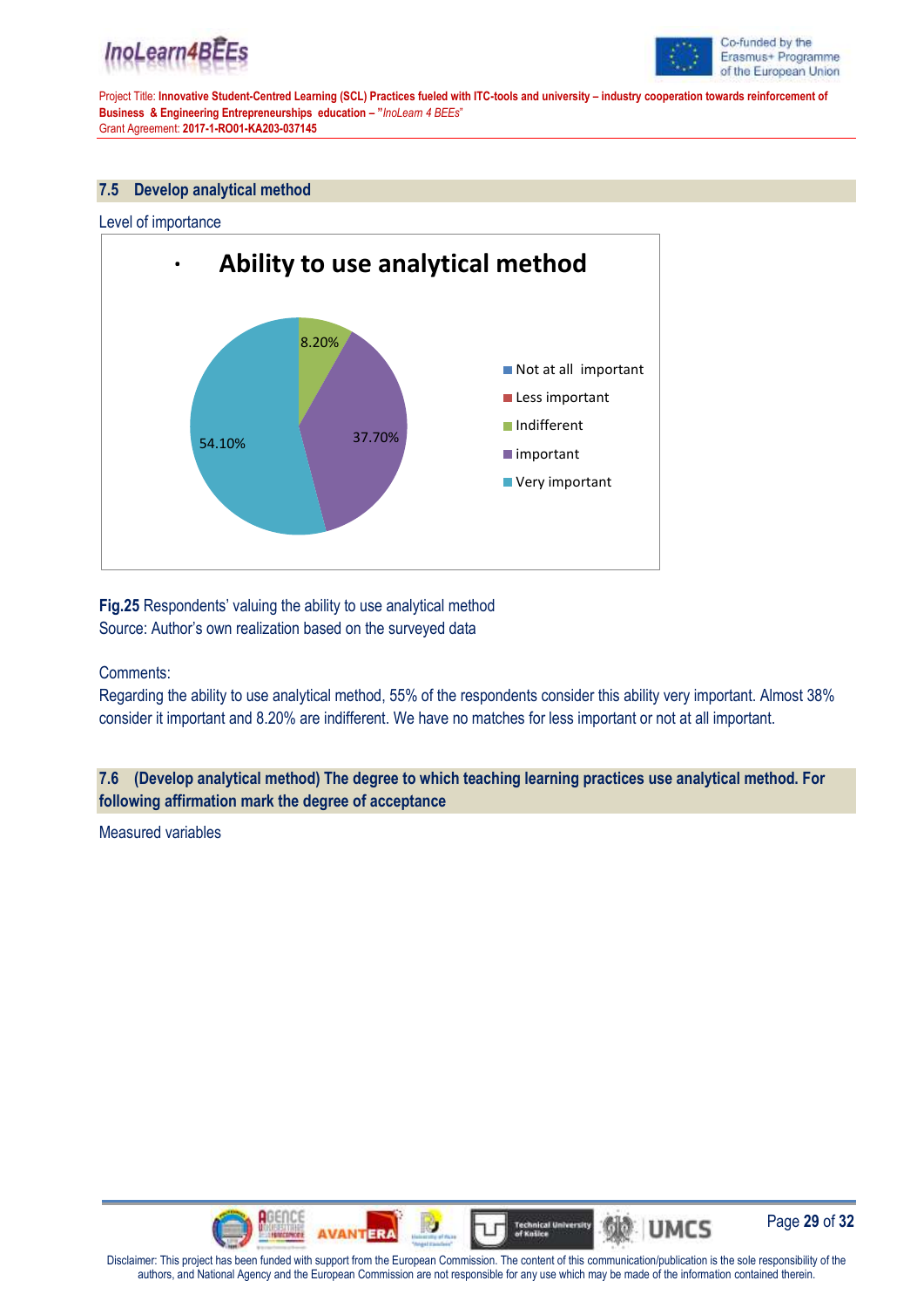## 7.5 Develop analytical method

Level of importance

Fig.25 Respondents' valuing the ability to use analytical method
Source: Author's own realization based on the surveyed data

Comments:
Regarding the ability to use analytical method, 55% of the respondents consider this ability very important. Almost 38% consider it important and 8.20% are indifferent. We have no matches for less important or not at all important.

## 7.6 (Develop analytical method) The degree to which teaching learning practices use analytical method. For following affirmation mark the degree of acceptance

Measured variables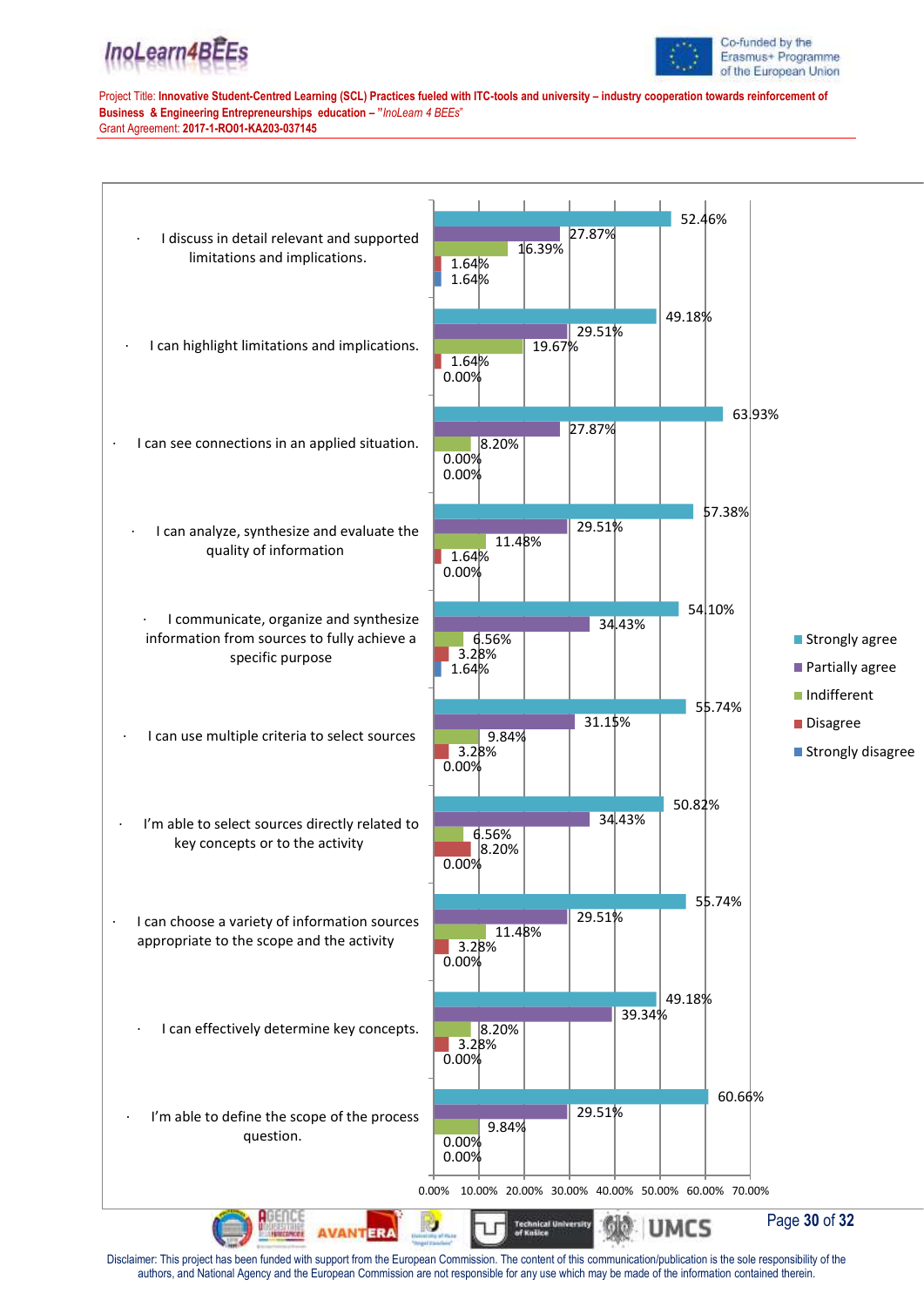| Statement | Strongly agree | Partially agree | Indifferent | Disagree | Strongly disagree |
|---|---|---|---|---|---|
| I discuss in detail relevant and supported limitations and implications. | 52.46% | 27.87% | 16.39% | 1.64% | 1.64% |
| I can highlight limitations and implications. | 49.18% | 29.51% | 19.67% | 1.64% | 0.00% |
| I can see connections in an applied situation. | 63.93% | 27.87% | 8.20% | 0.00% | 0.00% |
| I can analyze, synthesize and evaluate the quality of information | 57.38% | 29.51% | 11.48% | 1.64% | 0.00% |
| I communicate, organize and synthesize information from sources to fully achieve a specific purpose | 54.10% | 34.43% | 6.56% | 3.28% | 1.64% |
| I can use multiple criteria to select sources | 55.74% | 31.15% | 9.84% | 3.28% | 0.00% |
| I'm able to select sources directly related to key concepts or to the activity | 50.82% | 34.43% | 6.56% | 8.20% | 0.00% |
| I can choose a variety of information sources appropriate to the scope and the activity | 55.74% | 29.51% | 11.48% | 3.28% | 0.00% |
| I can effectively determine key concepts. | 49.18% | 39.34% | 8.20% | 3.28% | 0.00% |
| I'm able to define the scope of the process question. | 60.66% | 29.51% | 9.84% | 0.00% | 0.00% |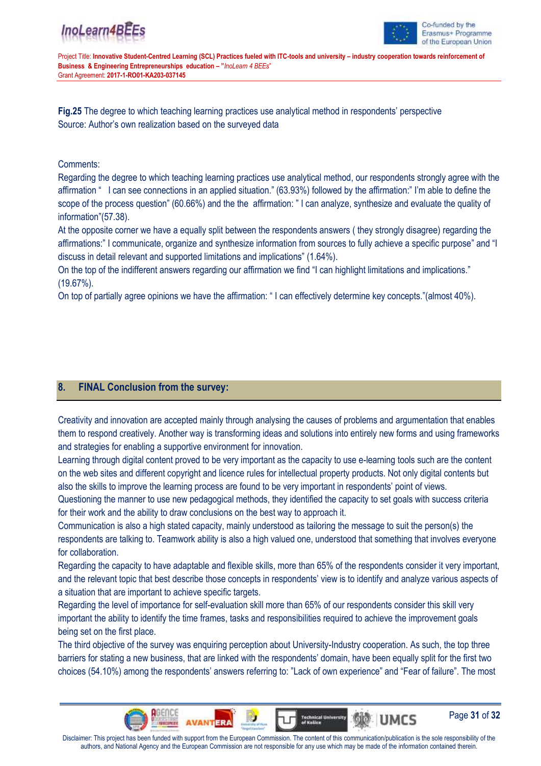**Fig.25** The degree to which teaching learning practices use analytical method in respondents' perspective
Source: Author's own realization based on the surveyed data

Comments:

Regarding the degree to which teaching learning practices use analytical method, our respondents strongly agree with the affirmation " I can see connections in an applied situation." (63.93%) followed by the affirmation:" I'm able to define the scope of the process question" (60.66%) and the the affirmation: " I can analyze, synthesize and evaluate the quality of information"(57.38).

At the opposite corner we have a equally split between the respondents answers ( they strongly disagree) regarding the affirmations:" I communicate, organize and synthesize information from sources to fully achieve a specific purpose" and "I discuss in detail relevant and supported limitations and implications" (1.64%).

On the top of the indifferent answers regarding our affirmation we find "I can highlight limitations and implications." (19.67%).

On top of partially agree opinions we have the affirmation: " I can effectively determine key concepts."(almost 40%).

## 8. FINAL Conclusion from the survey:

Creativity and innovation are accepted mainly through analysing the causes of problems and argumentation that enables them to respond creatively. Another way is transforming ideas and solutions into entirely new forms and using frameworks and strategies for enabling a supportive environment for innovation.

Learning through digital content proved to be very important as the capacity to use e-learning tools such are the content on the web sites and different copyright and licence rules for intellectual property products. Not only digital contents but also the skills to improve the learning process are found to be very important in respondents' point of views.

Questioning the manner to use new pedagogical methods, they identified the capacity to set goals with success criteria for their work and the ability to draw conclusions on the best way to approach it.

Communication is also a high stated capacity, mainly understood as tailoring the message to suit the person(s) the respondents are talking to. Teamwork ability is also a high valued one, understood that something that involves everyone for collaboration.

Regarding the capacity to have adaptable and flexible skills, more than 65% of the respondents consider it very important, and the relevant topic that best describe those concepts in respondents' view is to identify and analyze various aspects of a situation that are important to achieve specific targets.

Regarding the level of importance for self-evaluation skill more than 65% of our respondents consider this skill very important the ability to identify the time frames, tasks and responsibilities required to achieve the improvement goals being set on the first place.

The third objective of the survey was enquiring perception about University-Industry cooperation. As such, the top three barriers for stating a new business, that are linked with the respondents' domain, have been equally split for the first two choices (54.10%) among the respondents' answers referring to: "Lack of own experience" and "Fear of failure". The most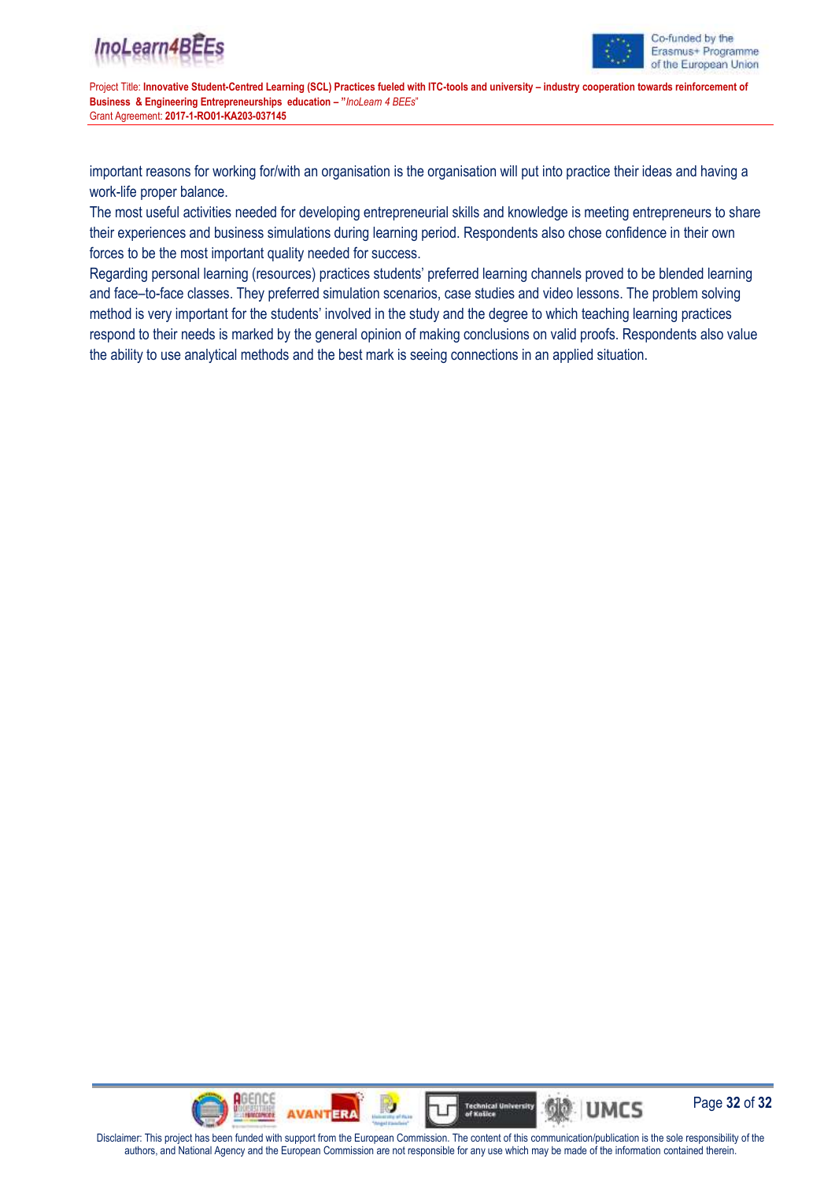important reasons for working for/with an organisation is the organisation will put into practice their ideas and having a work-life proper balance.

The most useful activities needed for developing entrepreneurial skills and knowledge is meeting entrepreneurs to share their experiences and business simulations during learning period. Respondents also chose confidence in their own forces to be the most important quality needed for success.

Regarding personal learning (resources) practices students' preferred learning channels proved to be blended learning and face–to-face classes. They preferred simulation scenarios, case studies and video lessons. The problem solving method is very important for the students' involved in the study and the degree to which teaching learning practices respond to their needs is marked by the general opinion of making conclusions on valid proofs. Respondents also value the ability to use analytical methods and the best mark is seeing connections in an applied situation.